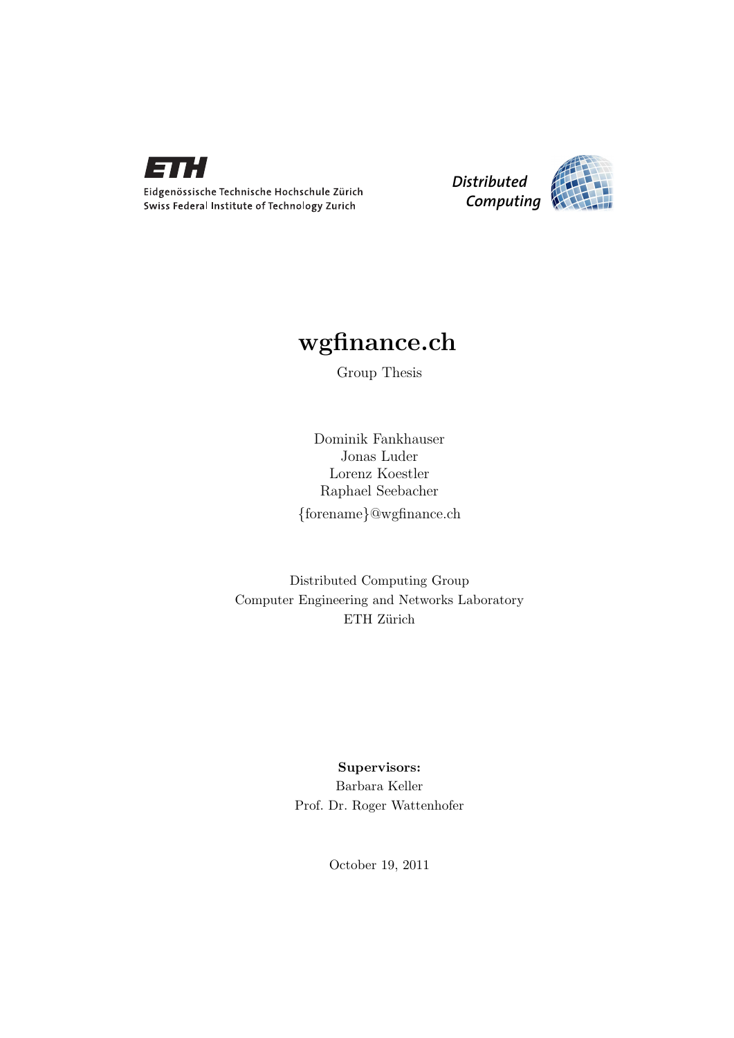Eidgenössische Technische Hochschule Zürich
Swiss Federal Institute of Technology Zurich

Distributed Computing

# wgfinance.ch

Group Thesis

Dominik Fankhauser
Jonas Luder
Lorenz Koestler
Raphael Seebacher

{forename}@wgfinance.ch

Distributed Computing Group
Computer Engineering and Networks Laboratory
ETH Zürich

**Supervisors:**
Barbara Keller
Prof. Dr. Roger Wattenhofer

October 19, 2011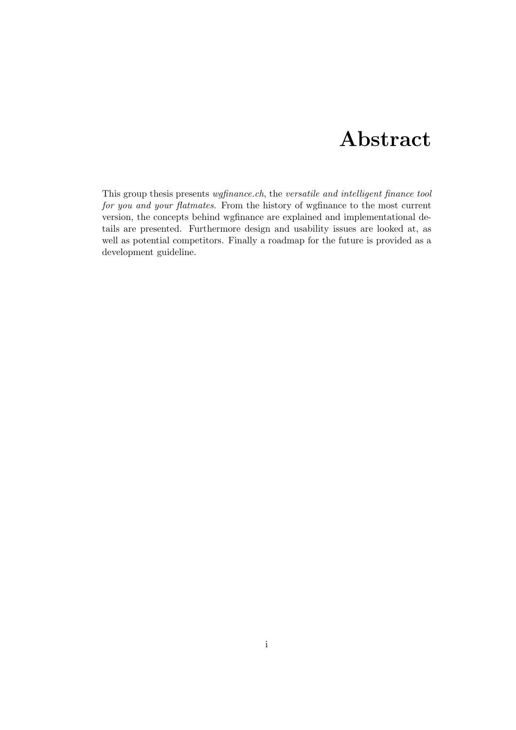# Abstract

This group thesis presents *wgfinance.ch*, the *versatile and intelligent finance tool for you and your flatmates*. From the history of wgfinance to the most current version, the concepts behind wgfinance are explained and implementational details are presented. Furthermore design and usability issues are looked at, as well as potential competitors. Finally a roadmap for the future is provided as a development guideline.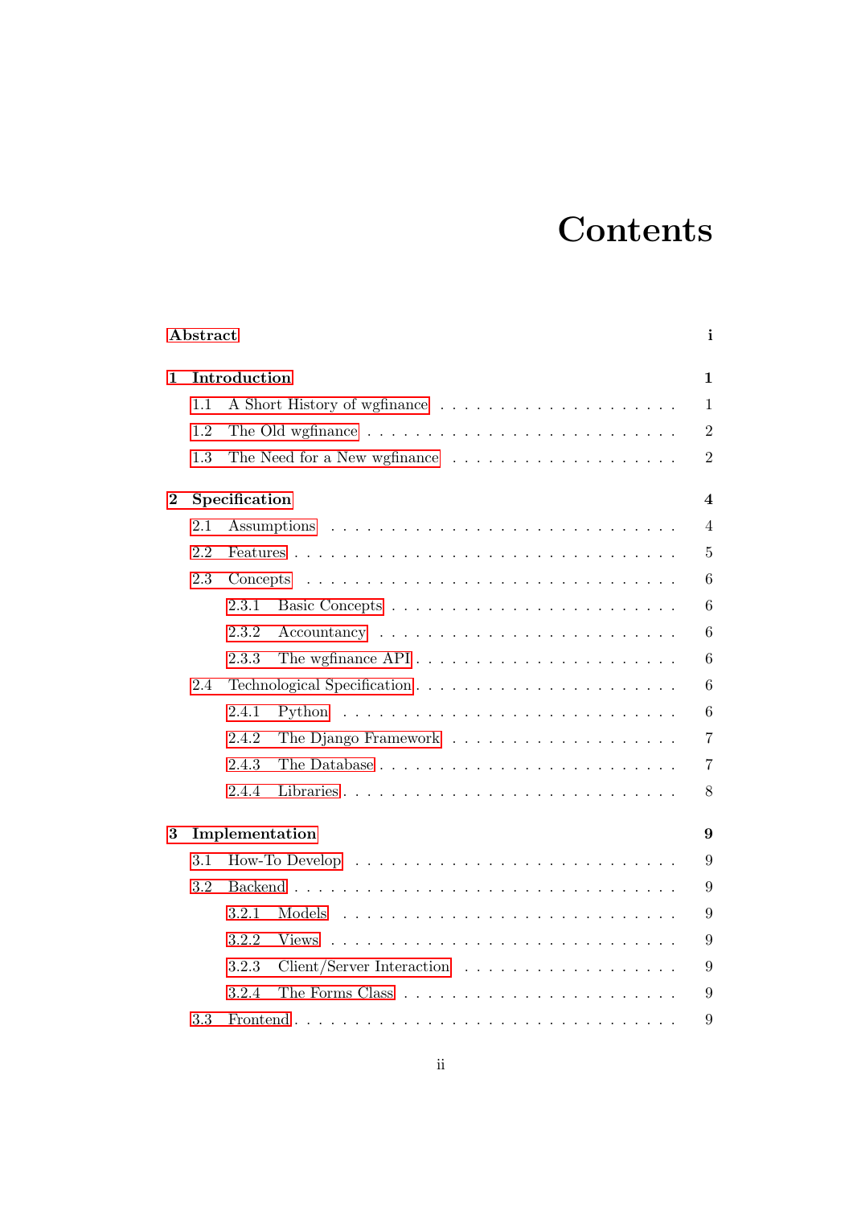# Contents

**Abstract** **i**

**1 Introduction** **1**

- 1.1 A Short History of wgfinance . . . . . . . . . . . . . . . . . . . . 1
- 1.2 The Old wgfinance . . . . . . . . . . . . . . . . . . . . . . . . . 2
- 1.3 The Need for a New wgfinance . . . . . . . . . . . . . . . . . . 2

**2 Specification** **4**

- 2.1 Assumptions . . . . . . . . . . . . . . . . . . . . . . . . . . . 4
- 2.2 Features . . . . . . . . . . . . . . . . . . . . . . . . . . . . . 5
- 2.3 Concepts . . . . . . . . . . . . . . . . . . . . . . . . . . . . . 6
  - 2.3.1 Basic Concepts . . . . . . . . . . . . . . . . . . . . . . 6
  - 2.3.2 Accountancy . . . . . . . . . . . . . . . . . . . . . . . 6
  - 2.3.3 The wgfinance API . . . . . . . . . . . . . . . . . . . . 6
- 2.4 Technological Specification . . . . . . . . . . . . . . . . . . . 6
  - 2.4.1 Python . . . . . . . . . . . . . . . . . . . . . . . . . . 6
  - 2.4.2 The Django Framework . . . . . . . . . . . . . . . . . . 7
  - 2.4.3 The Database . . . . . . . . . . . . . . . . . . . . . . . 7
  - 2.4.4 Libraries . . . . . . . . . . . . . . . . . . . . . . . . . 8

**3 Implementation** **9**

- 3.1 How-To Develop . . . . . . . . . . . . . . . . . . . . . . . . . 9
- 3.2 Backend . . . . . . . . . . . . . . . . . . . . . . . . . . . . . 9
  - 3.2.1 Models . . . . . . . . . . . . . . . . . . . . . . . . . . . 9
  - 3.2.2 Views . . . . . . . . . . . . . . . . . . . . . . . . . . . 9
  - 3.2.3 Client/Server Interaction . . . . . . . . . . . . . . . . . 9
  - 3.2.4 The Forms Class . . . . . . . . . . . . . . . . . . . . . . 9
- 3.3 Frontend . . . . . . . . . . . . . . . . . . . . . . . . . . . . . 9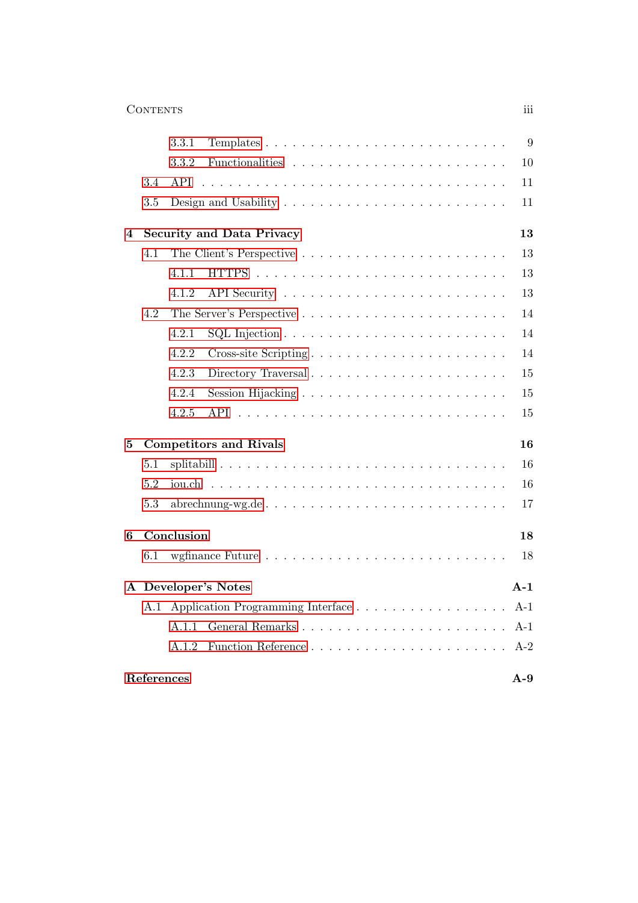3.3.1 Templates . . . . . . . . . . . . . . . . . . . . . . . . . 9
3.3.2 Functionalities . . . . . . . . . . . . . . . . . . . . . . . 10
3.4 API . . . . . . . . . . . . . . . . . . . . . . . . . . . . . . 11
3.5 Design and Usability . . . . . . . . . . . . . . . . . . . . . . 11

**4 Security and Data Privacy** **13**
4.1 The Client's Perspective . . . . . . . . . . . . . . . . . . . . 13
4.1.1 HTTPS . . . . . . . . . . . . . . . . . . . . . . . . . . . 13
4.1.2 API Security . . . . . . . . . . . . . . . . . . . . . . . . 13
4.2 The Server's Perspective . . . . . . . . . . . . . . . . . . . . 14
4.2.1 SQL Injection . . . . . . . . . . . . . . . . . . . . . . . . 14
4.2.2 Cross-site Scripting . . . . . . . . . . . . . . . . . . . . 14
4.2.3 Directory Traversal . . . . . . . . . . . . . . . . . . . . . 15
4.2.4 Session Hijacking . . . . . . . . . . . . . . . . . . . . . . 15
4.2.5 API . . . . . . . . . . . . . . . . . . . . . . . . . . . . . 15

**5 Competitors and Rivals** **16**
5.1 splitabill . . . . . . . . . . . . . . . . . . . . . . . . . . . . 16
5.2 iou.ch . . . . . . . . . . . . . . . . . . . . . . . . . . . . . . 16
5.3 abrechnung-wg.de . . . . . . . . . . . . . . . . . . . . . . . . 17

**6 Conclusion** **18**
6.1 wgfinance Future . . . . . . . . . . . . . . . . . . . . . . . . 18

**A Developer's Notes** **A-1**
A.1 Application Programming Interface . . . . . . . . . . . . . . . A-1
A.1.1 General Remarks . . . . . . . . . . . . . . . . . . . . . . A-1
A.1.2 Function Reference . . . . . . . . . . . . . . . . . . . . . A-2

**References** **A-9**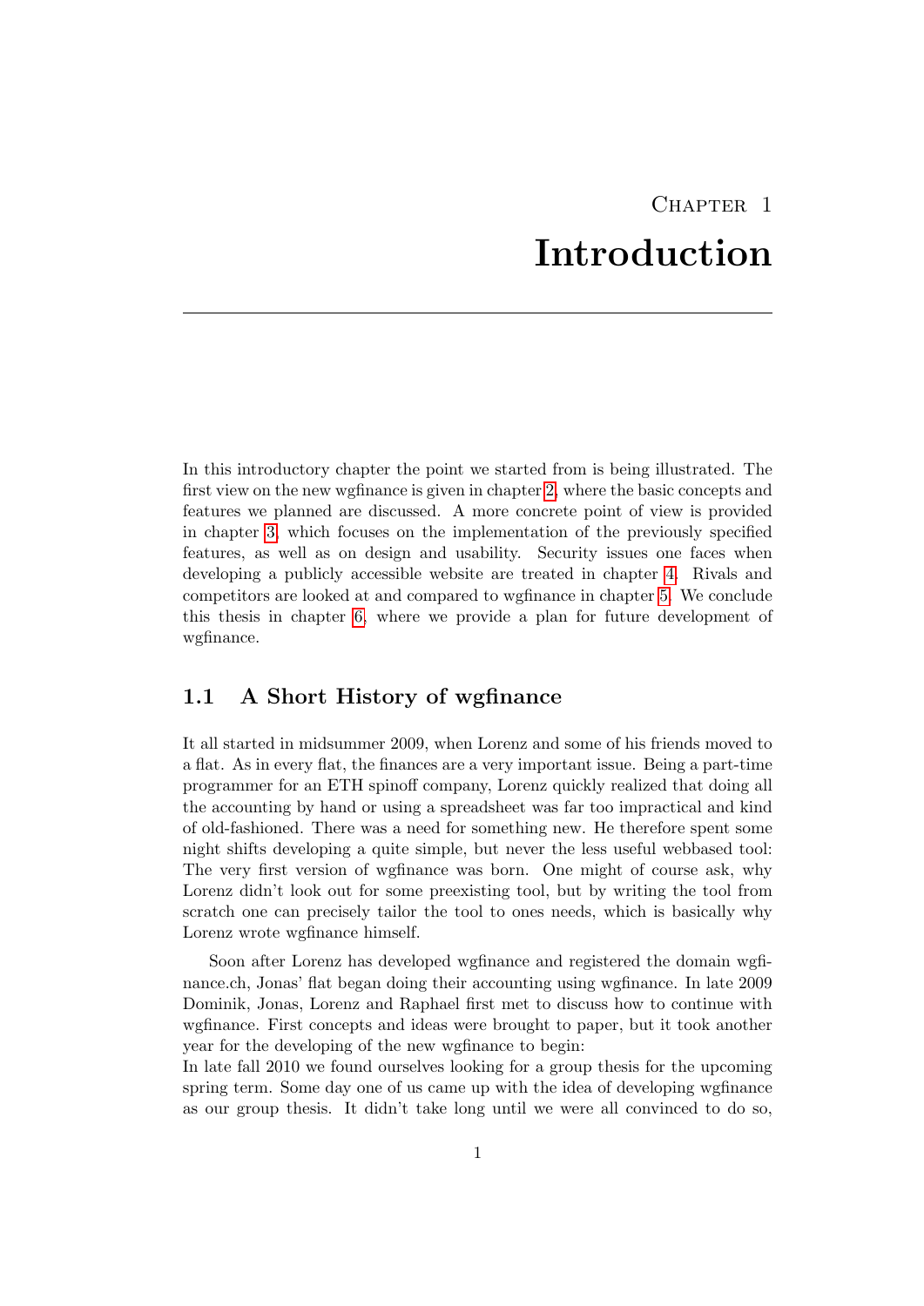# Chapter 1
# Introduction

In this introductory chapter the point we started from is being illustrated. The first view on the new wgfinance is given in chapter 2, where the basic concepts and features we planned are discussed. A more concrete point of view is provided in chapter 3, which focuses on the implementation of the previously specified features, as well as on design and usability. Security issues one faces when developing a publicly accessible website are treated in chapter 4. Rivals and competitors are looked at and compared to wgfinance in chapter 5. We conclude this thesis in chapter 6, where we provide a plan for future development of wgfinance.

## 1.1 A Short History of wgfinance

It all started in midsummer 2009, when Lorenz and some of his friends moved to a flat. As in every flat, the finances are a very important issue. Being a part-time programmer for an ETH spinoff company, Lorenz quickly realized that doing all the accounting by hand or using a spreadsheet was far too impractical and kind of old-fashioned. There was a need for something new. He therefore spent some night shifts developing a quite simple, but never the less useful webbased tool: The very first version of wgfinance was born. One might of course ask, why Lorenz didn't look out for some preexisting tool, but by writing the tool from scratch one can precisely tailor the tool to ones needs, which is basically why Lorenz wrote wgfinance himself.

Soon after Lorenz has developed wgfinance and registered the domain wgfinance.ch, Jonas' flat began doing their accounting using wgfinance. In late 2009 Dominik, Jonas, Lorenz and Raphael first met to discuss how to continue with wgfinance. First concepts and ideas were brought to paper, but it took another year for the developing of the new wgfinance to begin:
In late fall 2010 we found ourselves looking for a group thesis for the upcoming spring term. Some day one of us came up with the idea of developing wgfinance as our group thesis. It didn't take long until we were all convinced to do so,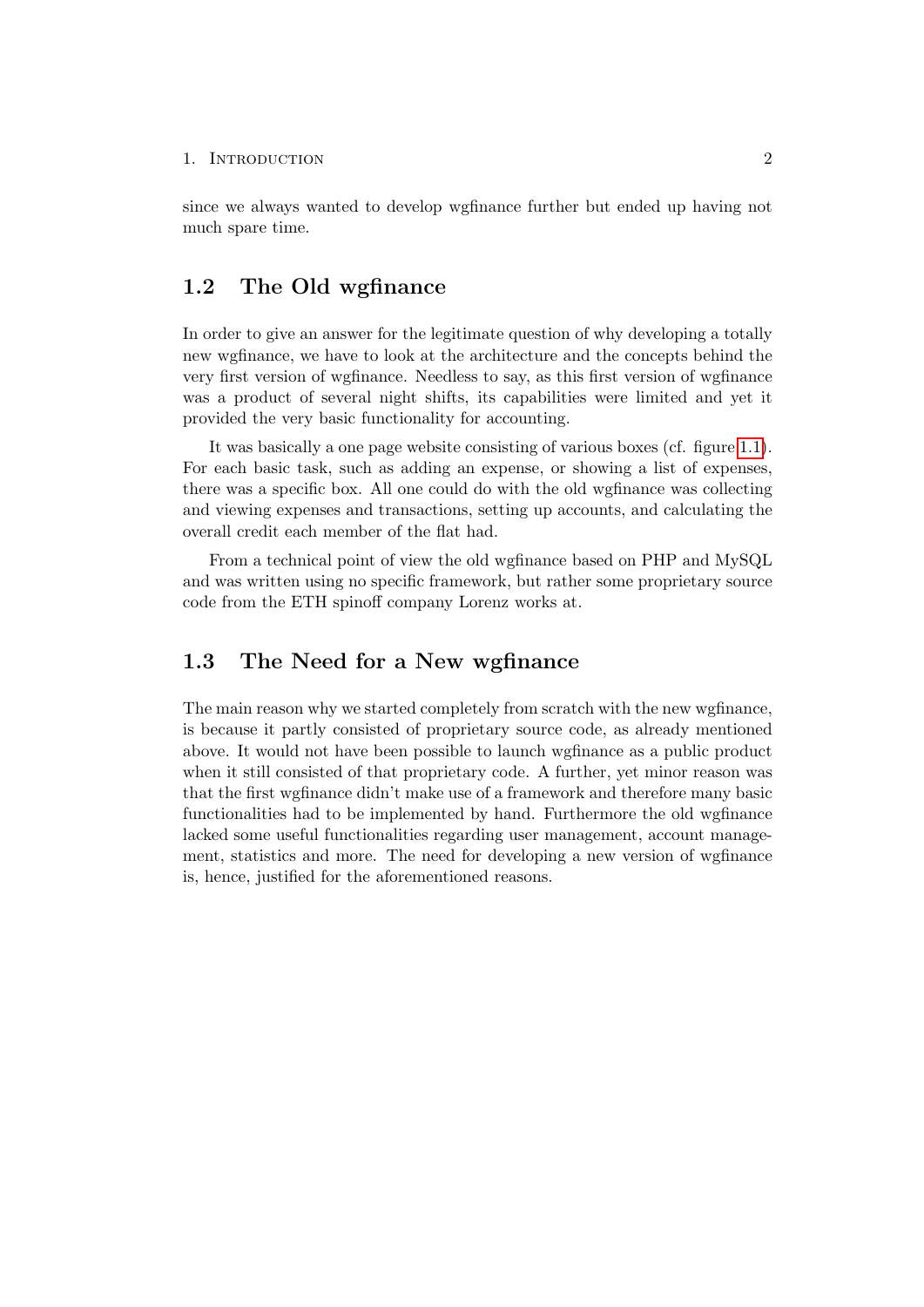since we always wanted to develop wgfinance further but ended up having not much spare time.

## 1.2 The Old wgfinance

In order to give an answer for the legitimate question of why developing a totally new wgfinance, we have to look at the architecture and the concepts behind the very first version of wgfinance. Needless to say, as this first version of wgfinance was a product of several night shifts, its capabilities were limited and yet it provided the very basic functionality for accounting.

It was basically a one page website consisting of various boxes (cf. figure 1.1). For each basic task, such as adding an expense, or showing a list of expenses, there was a specific box. All one could do with the old wgfinance was collecting and viewing expenses and transactions, setting up accounts, and calculating the overall credit each member of the flat had.

From a technical point of view the old wgfinance based on PHP and MySQL and was written using no specific framework, but rather some proprietary source code from the ETH spinoff company Lorenz works at.

## 1.3 The Need for a New wgfinance

The main reason why we started completely from scratch with the new wgfinance, is because it partly consisted of proprietary source code, as already mentioned above. It would not have been possible to launch wgfinance as a public product when it still consisted of that proprietary code. A further, yet minor reason was that the first wgfinance didn't make use of a framework and therefore many basic functionalities had to be implemented by hand. Furthermore the old wgfinance lacked some useful functionalities regarding user management, account management, statistics and more. The need for developing a new version of wgfinance is, hence, justified for the aforementioned reasons.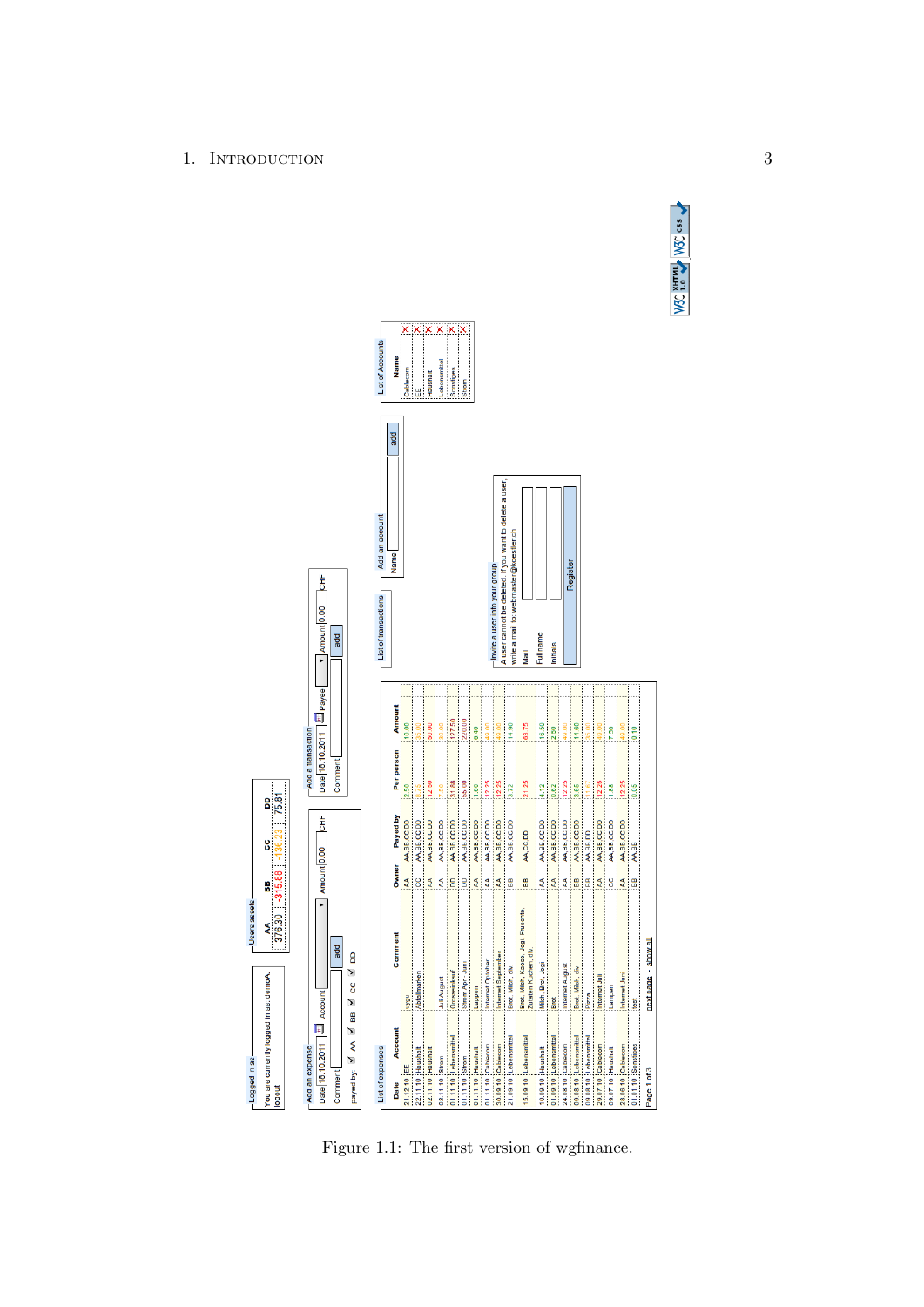Figure 1.1: The first version of wgfinance.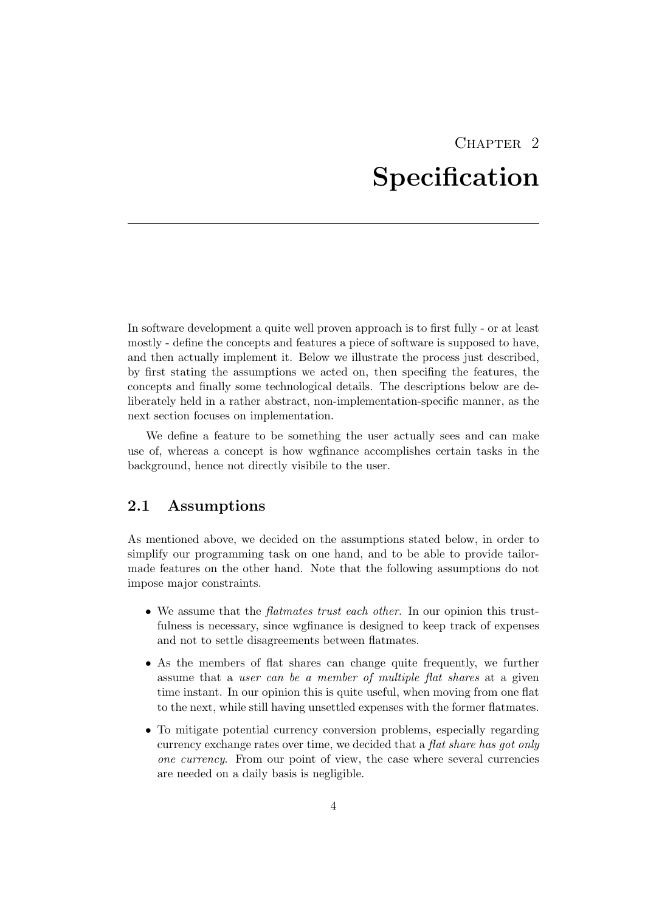# Chapter 2

# Specification

In software development a quite well proven approach is to first fully - or at least mostly - define the concepts and features a piece of software is supposed to have, and then actually implement it. Below we illustrate the process just described, by first stating the assumptions we acted on, then specifing the features, the concepts and finally some technological details. The descriptions below are deliberately held in a rather abstract, non-implementation-specific manner, as the next section focuses on implementation.

We define a feature to be something the user actually sees and can make use of, whereas a concept is how wgfinance accomplishes certain tasks in the background, hence not directly visibile to the user.

## 2.1 Assumptions

As mentioned above, we decided on the assumptions stated below, in order to simplify our programming task on one hand, and to be able to provide tailor-made features on the other hand. Note that the following assumptions do not impose major constraints.

- We assume that the *flatmates trust each other*. In our opinion this trustfulness is necessary, since wgfinance is designed to keep track of expenses and not to settle disagreements between flatmates.
- As the members of flat shares can change quite frequently, we further assume that a *user can be a member of multiple flat shares* at a given time instant. In our opinion this is quite useful, when moving from one flat to the next, while still having unsettled expenses with the former flatmates.
- To mitigate potential currency conversion problems, especially regarding currency exchange rates over time, we decided that a *flat share has got only one currency*. From our point of view, the case where several currencies are needed on a daily basis is negligible.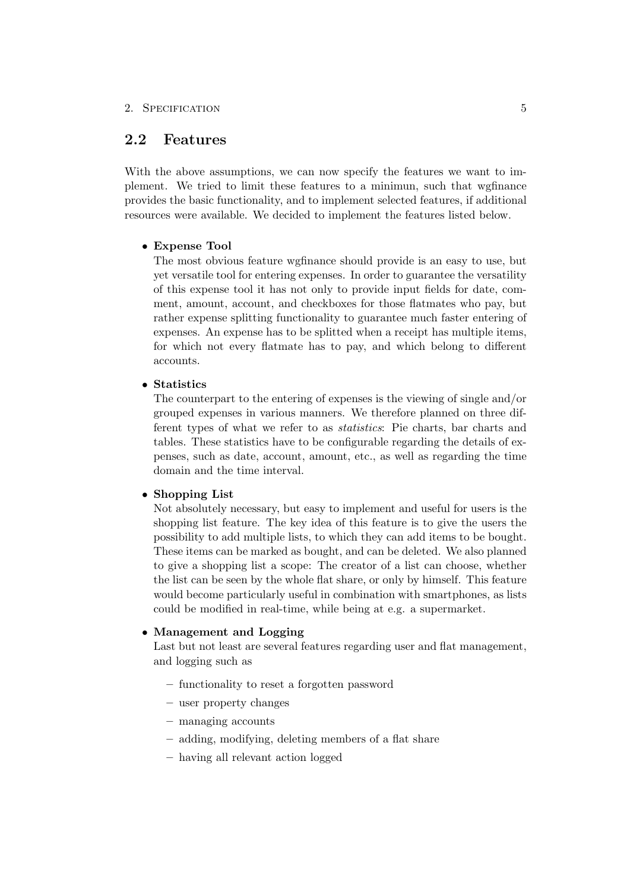## 2.2 Features

With the above assumptions, we can now specify the features we want to implement. We tried to limit these features to a minimun, such that wgfinance provides the basic functionality, and to implement selected features, if additional resources were available. We decided to implement the features listed below.

- **Expense Tool**
  The most obvious feature wgfinance should provide is an easy to use, but yet versatile tool for entering expenses. In order to guarantee the versatility of this expense tool it has not only to provide input fields for date, comment, amount, account, and checkboxes for those flatmates who pay, but rather expense splitting functionality to guarantee much faster entering of expenses. An expense has to be splitted when a receipt has multiple items, for which not every flatmate has to pay, and which belong to different accounts.

- **Statistics**
  The counterpart to the entering of expenses is the viewing of single and/or grouped expenses in various manners. We therefore planned on three different types of what we refer to as *statistics*: Pie charts, bar charts and tables. These statistics have to be configurable regarding the details of expenses, such as date, account, amount, etc., as well as regarding the time domain and the time interval.

- **Shopping List**
  Not absolutely necessary, but easy to implement and useful for users is the shopping list feature. The key idea of this feature is to give the users the possibility to add multiple lists, to which they can add items to be bought. These items can be marked as bought, and can be deleted. We also planned to give a shopping list a scope: The creator of a list can choose, whether the list can be seen by the whole flat share, or only by himself. This feature would become particularly useful in combination with smartphones, as lists could be modified in real-time, while being at e.g. a supermarket.

- **Management and Logging**
  Last but not least are several features regarding user and flat management, and logging such as
  - functionality to reset a forgotten password
  - user property changes
  - managing accounts
  - adding, modifying, deleting members of a flat share
  - having all relevant action logged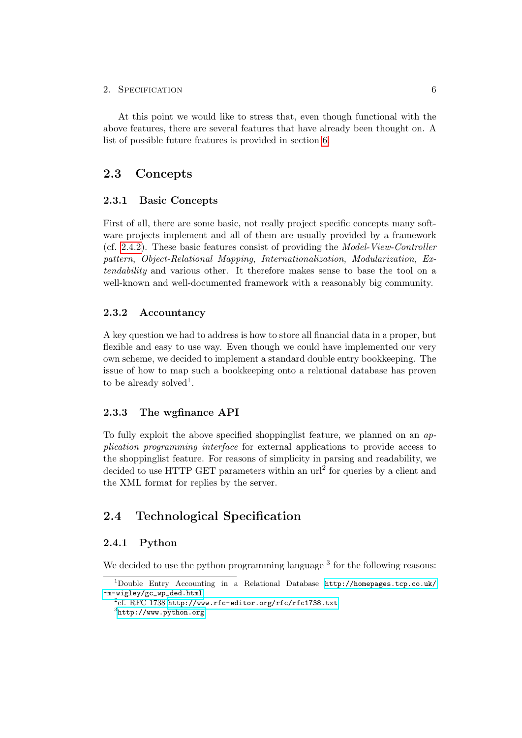At this point we would like to stress that, even though functional with the above features, there are several features that have already been thought on. A list of possible future features is provided in section 6.

## 2.3 Concepts

### 2.3.1 Basic Concepts

First of all, there are some basic, not really project specific concepts many software projects implement and all of them are usually provided by a framework (cf. 2.4.2). These basic features consist of providing the *Model-View-Controller pattern*, *Object-Relational Mapping*, *Internationalization*, *Modularization*, *Extendability* and various other. It therefore makes sense to base the tool on a well-known and well-documented framework with a reasonably big community.

### 2.3.2 Accountancy

A key question we had to address is how to store all financial data in a proper, but flexible and easy to use way. Even though we could have implemented our very own scheme, we decided to implement a standard double entry bookkeeping. The issue of how to map such a bookkeeping onto a relational database has proven to be already solved[1].

### 2.3.3 The wgfinance API

To fully exploit the above specified shoppinglist feature, we planned on an *application programming interface* for external applications to provide access to the shoppinglist feature. For reasons of simplicity in parsing and readability, we decided to use HTTP GET parameters within an url[2] for queries by a client and the XML format for replies by the server.

## 2.4 Technological Specification

### 2.4.1 Python

We decided to use the python programming language [3] for the following reasons:

---

[1] Double Entry Accounting in a Relational Database http://homepages.tcp.co.uk/~m-wigley/gc_wp_ded.html

[2] cf. RFC 1738 http://www.rfc-editor.org/rfc/rfc1738.txt

[3] http://www.python.org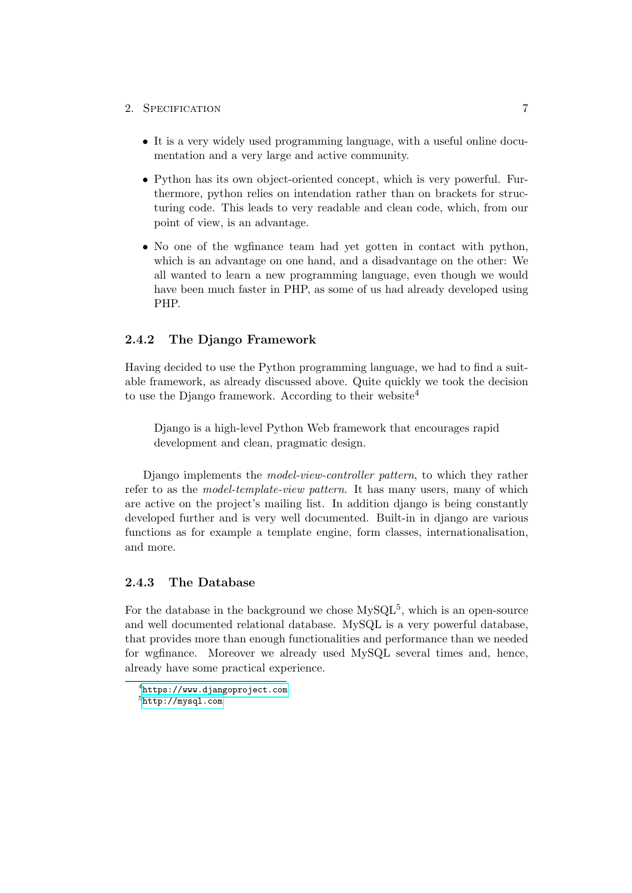- It is a very widely used programming language, with a useful online documentation and a very large and active community.
- Python has its own object-oriented concept, which is very powerful. Furthermore, python relies on intendation rather than on brackets for structuring code. This leads to very readable and clean code, which, from our point of view, is an advantage.
- No one of the wgfinance team had yet gotten in contact with python, which is an advantage on one hand, and a disadvantage on the other: We all wanted to learn a new programming language, even though we would have been much faster in PHP, as some of us had already developed using PHP.

### 2.4.2 The Django Framework

Having decided to use the Python programming language, we had to find a suitable framework, as already discussed above. Quite quickly we took the decision to use the Django framework. According to their website[4]

> Django is a high-level Python Web framework that encourages rapid development and clean, pragmatic design.

Django implements the *model-view-controller pattern*, to which they rather refer to as the *model-template-view pattern*. It has many users, many of which are active on the project's mailing list. In addition django is being constantly developed further and is very well documented. Built-in in django are various functions as for example a template engine, form classes, internationalisation, and more.

### 2.4.3 The Database

For the database in the background we chose MySQL[5], which is an open-source and well documented relational database. MySQL is a very powerful database, that provides more than enough functionalities and performance than we needed for wgfinance. Moreover we already used MySQL several times and, hence, already have some practical experience.

[4] https://www.djangoproject.com

[5] http://mysql.com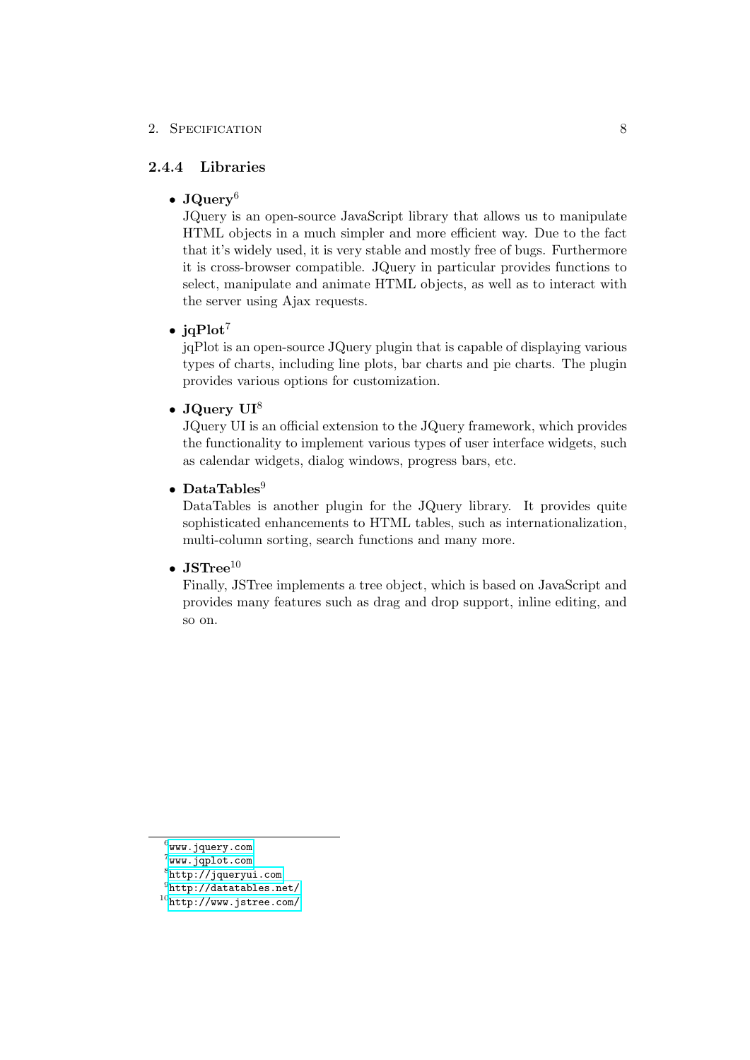### 2.4.4 Libraries

- **JQuery**[6]
  JQuery is an open-source JavaScript library that allows us to manipulate HTML objects in a much simpler and more efficient way. Due to the fact that it's widely used, it is very stable and mostly free of bugs. Furthermore it is cross-browser compatible. JQuery in particular provides functions to select, manipulate and animate HTML objects, as well as to interact with the server using Ajax requests.

- **jqPlot**[7]
  jqPlot is an open-source JQuery plugin that is capable of displaying various types of charts, including line plots, bar charts and pie charts. The plugin provides various options for customization.

- **JQuery UI**[8]
  JQuery UI is an official extension to the JQuery framework, which provides the functionality to implement various types of user interface widgets, such as calendar widgets, dialog windows, progress bars, etc.

- **DataTables**[9]
  DataTables is another plugin for the JQuery library. It provides quite sophisticated enhancements to HTML tables, such as internationalization, multi-column sorting, search functions and many more.

- **JSTree**[10]
  Finally, JSTree implements a tree object, which is based on JavaScript and provides many features such as drag and drop support, inline editing, and so on.

---

[6] www.jquery.com
[7] www.jqplot.com
[8] http://jqueryui.com
[9] http://datatables.net/
[10] http://www.jstree.com/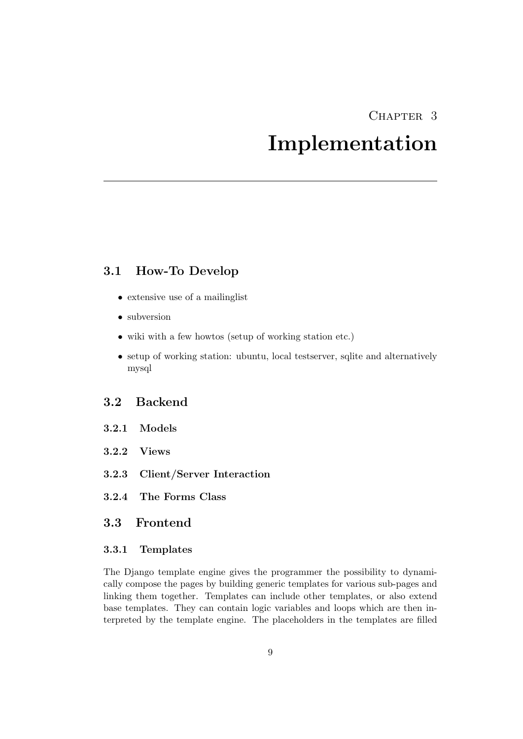# Chapter 3 Implementation

## 3.1 How-To Develop

- extensive use of a mailinglist
- subversion
- wiki with a few howtos (setup of working station etc.)
- setup of working station: ubuntu, local testserver, sqlite and alternatively mysql

## 3.2 Backend

### 3.2.1 Models

### 3.2.2 Views

### 3.2.3 Client/Server Interaction

### 3.2.4 The Forms Class

## 3.3 Frontend

### 3.3.1 Templates

The Django template engine gives the programmer the possibility to dynamically compose the pages by building generic templates for various sub-pages and linking them together. Templates can include other templates, or also extend base templates. They can contain logic variables and loops which are then interpreted by the template engine. The placeholders in the templates are filled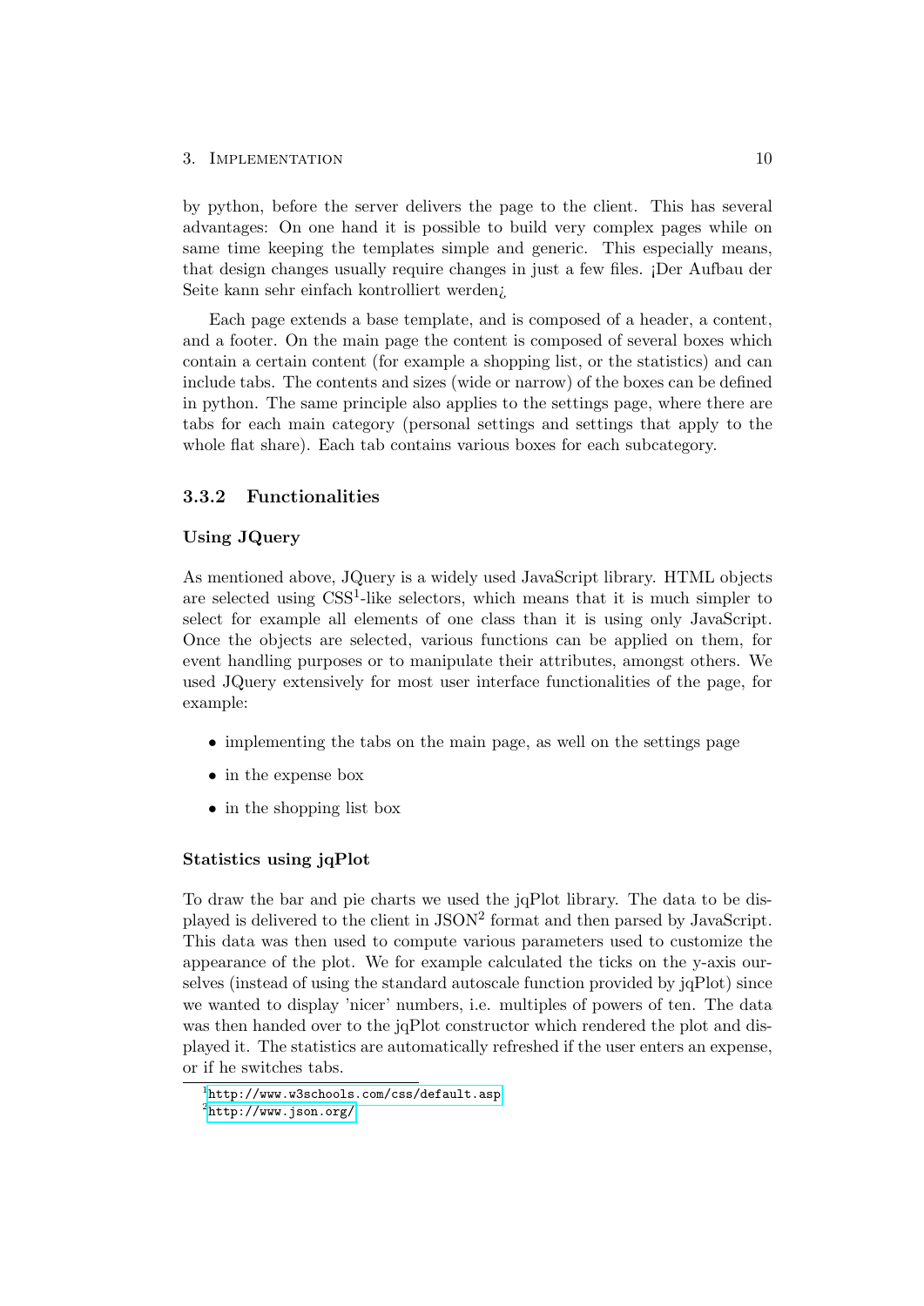by python, before the server delivers the page to the client. This has several advantages: On one hand it is possible to build very complex pages while on same time keeping the templates simple and generic. This especially means, that design changes usually require changes in just a few files. ¡Der Aufbau der Seite kann sehr einfach kontrolliert werden¿

Each page extends a base template, and is composed of a header, a content, and a footer. On the main page the content is composed of several boxes which contain a certain content (for example a shopping list, or the statistics) and can include tabs. The contents and sizes (wide or narrow) of the boxes can be defined in python. The same principle also applies to the settings page, where there are tabs for each main category (personal settings and settings that apply to the whole flat share). Each tab contains various boxes for each subcategory.

### 3.3.2 Functionalities

**Using JQuery**

As mentioned above, JQuery is a widely used JavaScript library. HTML objects are selected using CSS[1]-like selectors, which means that it is much simpler to select for example all elements of one class than it is using only JavaScript. Once the objects are selected, various functions can be applied on them, for event handling purposes or to manipulate their attributes, amongst others. We used JQuery extensively for most user interface functionalities of the page, for example:

- implementing the tabs on the main page, as well on the settings page
- in the expense box
- in the shopping list box

**Statistics using jqPlot**

To draw the bar and pie charts we used the jqPlot library. The data to be displayed is delivered to the client in JSON[2] format and then parsed by JavaScript. This data was then used to compute various parameters used to customize the appearance of the plot. We for example calculated the ticks on the y-axis ourselves (instead of using the standard autoscale function provided by jqPlot) since we wanted to display 'nicer' numbers, i.e. multiples of powers of ten. The data was then handed over to the jqPlot constructor which rendered the plot and displayed it. The statistics are automatically refreshed if the user enters an expense, or if he switches tabs.

[1] http://www.w3schools.com/css/default.asp

[2] http://www.json.org/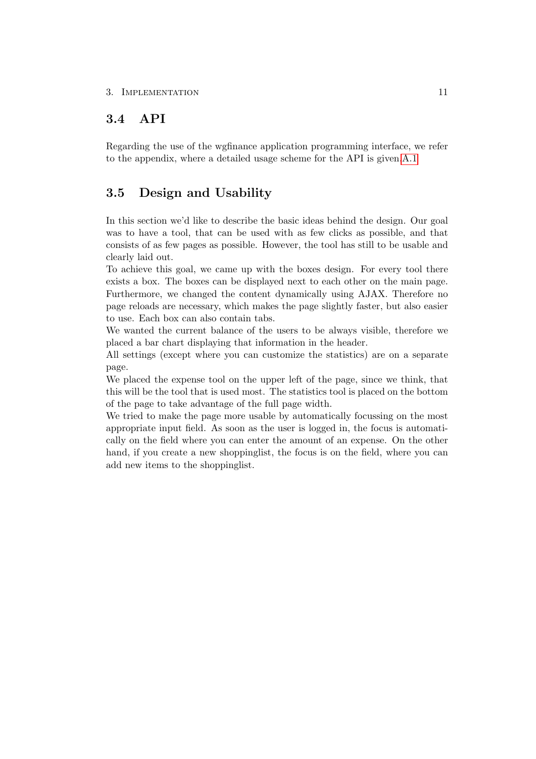## 3.4 API

Regarding the use of the wgfinance application programming interface, we refer to the appendix, where a detailed usage scheme for the API is given.A.1

## 3.5 Design and Usability

In this section we'd like to describe the basic ideas behind the design. Our goal was to have a tool, that can be used with as few clicks as possible, and that consists of as few pages as possible. However, the tool has still to be usable and clearly laid out.

To achieve this goal, we came up with the boxes design. For every tool there exists a box. The boxes can be displayed next to each other on the main page. Furthermore, we changed the content dynamically using AJAX. Therefore no page reloads are necessary, which makes the page slightly faster, but also easier to use. Each box can also contain tabs.

We wanted the current balance of the users to be always visible, therefore we placed a bar chart displaying that information in the header.

All settings (except where you can customize the statistics) are on a separate page.

We placed the expense tool on the upper left of the page, since we think, that this will be the tool that is used most. The statistics tool is placed on the bottom of the page to take advantage of the full page width.

We tried to make the page more usable by automatically focussing on the most appropriate input field. As soon as the user is logged in, the focus is automatically on the field where you can enter the amount of an expense. On the other hand, if you create a new shoppinglist, the focus is on the field, where you can add new items to the shoppinglist.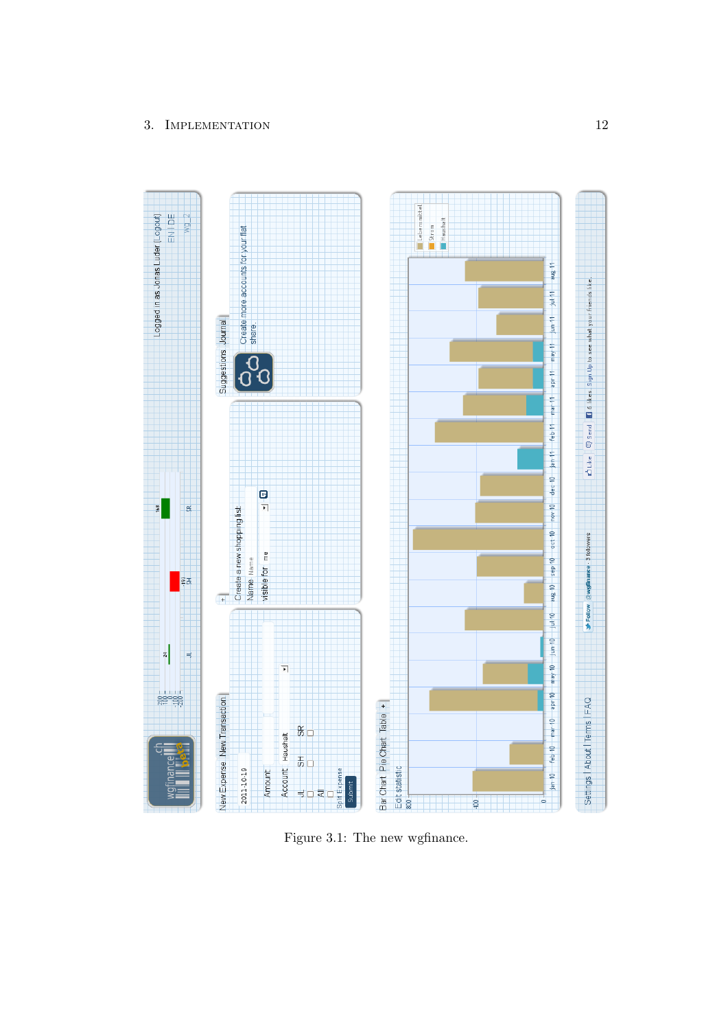Figure 3.1: The new wgfinance.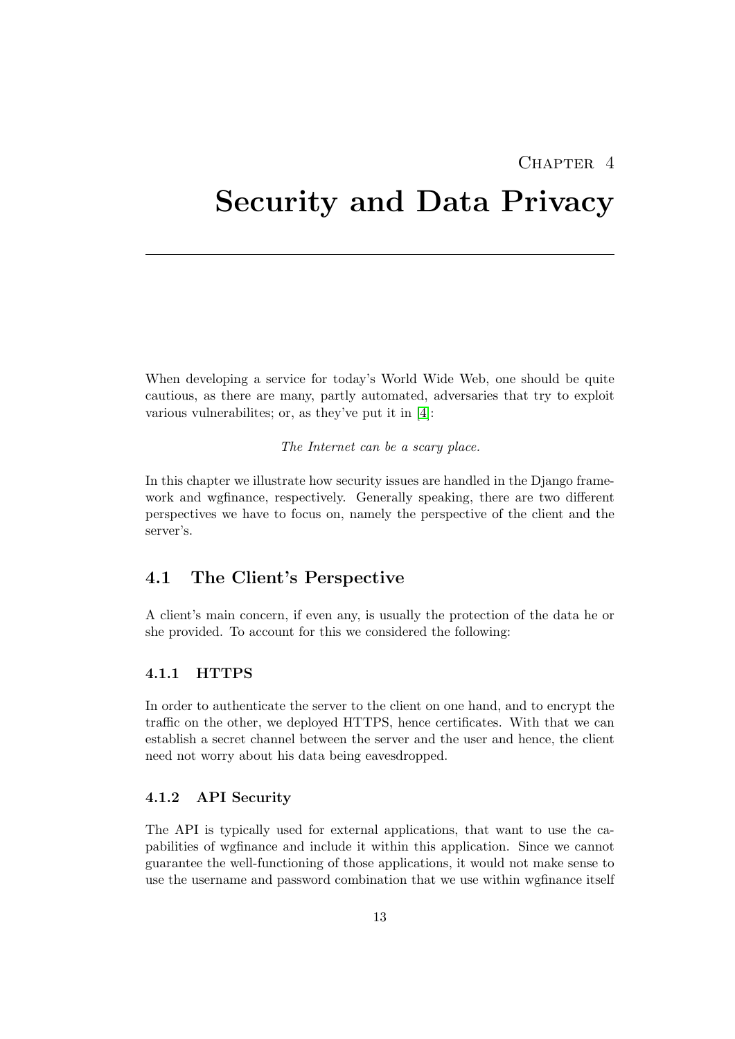# Chapter 4
# Security and Data Privacy

When developing a service for today's World Wide Web, one should be quite cautious, as there are many, partly automated, adversaries that try to exploit various vulnerabilites; or, as they've put it in [4]:

*The Internet can be a scary place.*

In this chapter we illustrate how security issues are handled in the Django framework and wgfinance, respectively. Generally speaking, there are two different perspectives we have to focus on, namely the perspective of the client and the server's.

## 4.1 The Client's Perspective

A client's main concern, if even any, is usually the protection of the data he or she provided. To account for this we considered the following:

### 4.1.1 HTTPS

In order to authenticate the server to the client on one hand, and to encrypt the traffic on the other, we deployed HTTPS, hence certificates. With that we can establish a secret channel between the server and the user and hence, the client need not worry about his data being eavesdropped.

### 4.1.2 API Security

The API is typically used for external applications, that want to use the capabilities of wgfinance and include it within this application. Since we cannot guarantee the well-functioning of those applications, it would not make sense to use the username and password combination that we use within wgfinance itself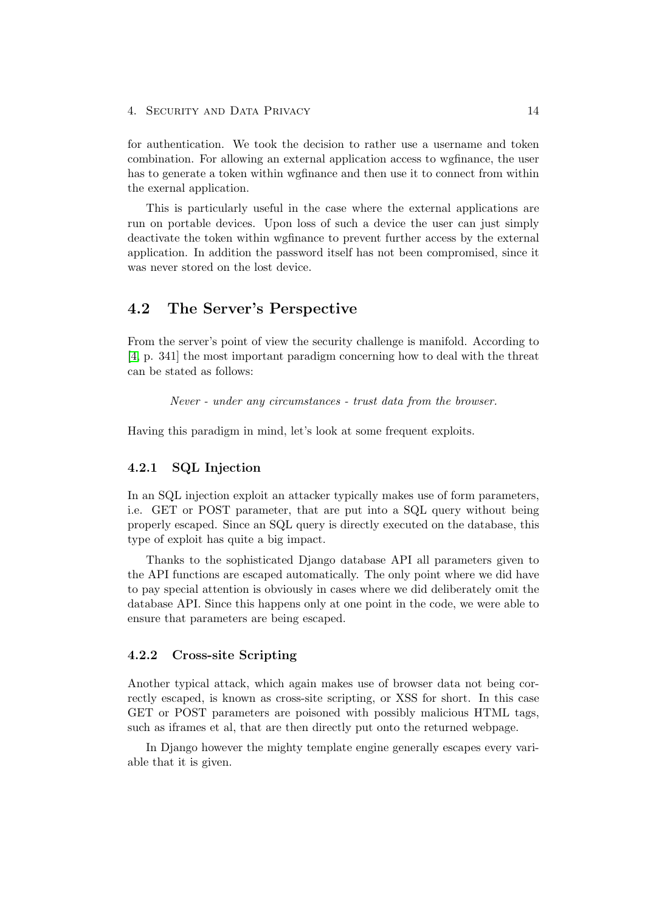for authentication. We took the decision to rather use a username and token combination. For allowing an external application access to wgfinance, the user has to generate a token within wgfinance and then use it to connect from within the exernal application.

This is particularly useful in the case where the external applications are run on portable devices. Upon loss of such a device the user can just simply deactivate the token within wgfinance to prevent further access by the external application. In addition the password itself has not been compromised, since it was never stored on the lost device.

## 4.2 The Server's Perspective

From the server's point of view the security challenge is manifold. According to [4, p. 341] the most important paradigm concerning how to deal with the threat can be stated as follows:

> *Never - under any circumstances - trust data from the browser.*

Having this paradigm in mind, let's look at some frequent exploits.

### 4.2.1 SQL Injection

In an SQL injection exploit an attacker typically makes use of form parameters, i.e. GET or POST parameter, that are put into a SQL query without being properly escaped. Since an SQL query is directly executed on the database, this type of exploit has quite a big impact.

Thanks to the sophisticated Django database API all parameters given to the API functions are escaped automatically. The only point where we did have to pay special attention is obviously in cases where we did deliberately omit the database API. Since this happens only at one point in the code, we were able to ensure that parameters are being escaped.

### 4.2.2 Cross-site Scripting

Another typical attack, which again makes use of browser data not being correctly escaped, is known as cross-site scripting, or XSS for short. In this case GET or POST parameters are poisoned with possibly malicious HTML tags, such as iframes et al, that are then directly put onto the returned webpage.

In Django however the mighty template engine generally escapes every variable that it is given.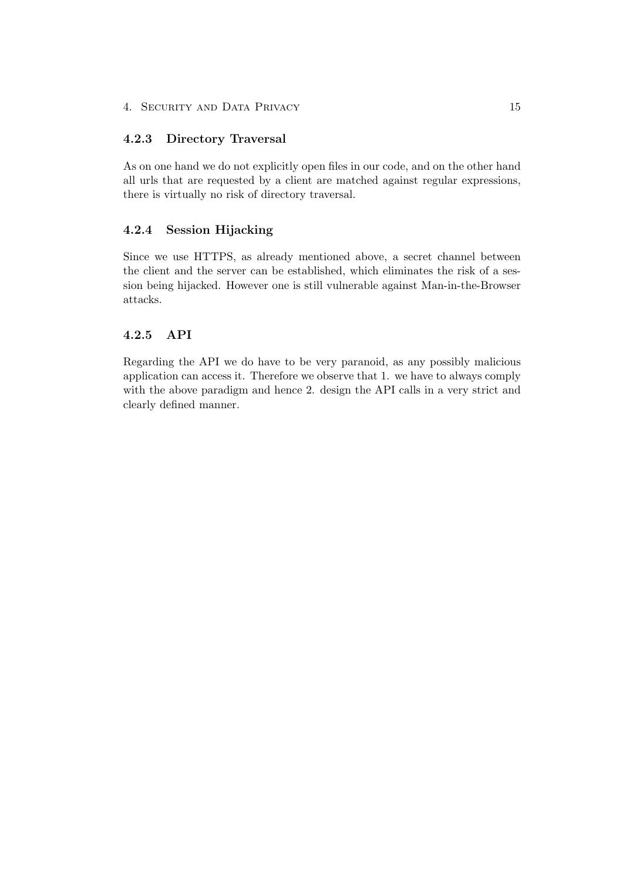### 4.2.3 Directory Traversal

As on one hand we do not explicitly open files in our code, and on the other hand all urls that are requested by a client are matched against regular expressions, there is virtually no risk of directory traversal.

### 4.2.4 Session Hijacking

Since we use HTTPS, as already mentioned above, a secret channel between the client and the server can be established, which eliminates the risk of a session being hijacked. However one is still vulnerable against Man-in-the-Browser attacks.

### 4.2.5 API

Regarding the API we do have to be very paranoid, as any possibly malicious application can access it. Therefore we observe that 1. we have to always comply with the above paradigm and hence 2. design the API calls in a very strict and clearly defined manner.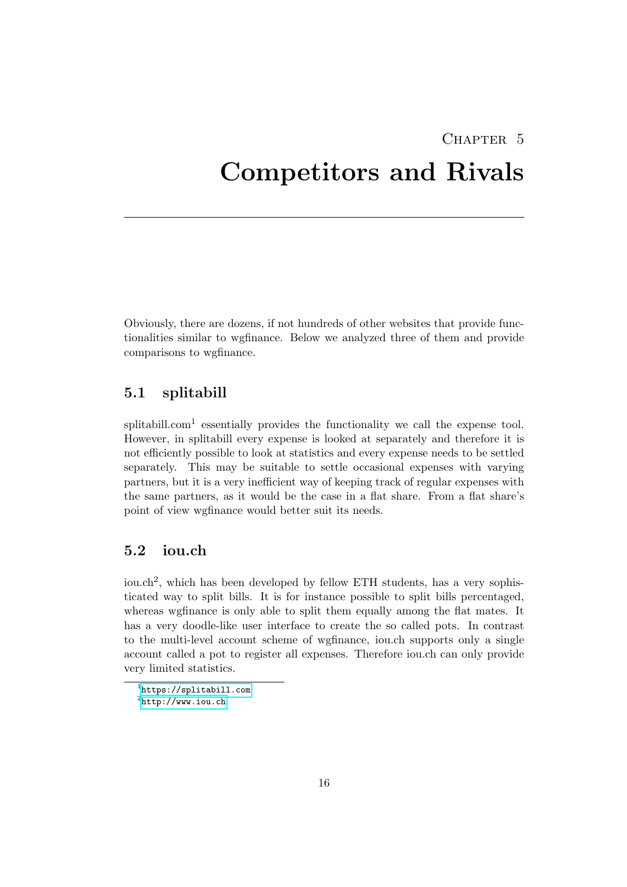# Chapter 5

# Competitors and Rivals

Obviously, there are dozens, if not hundreds of other websites that provide functionalities similar to wgfinance. Below we analyzed three of them and provide comparisons to wgfinance.

## 5.1 splitabill

splitabill.com[1] essentially provides the functionality we call the expense tool. However, in splitabill every expense is looked at separately and therefore it is not efficiently possible to look at statistics and every expense needs to be settled separately. This may be suitable to settle occasional expenses with varying partners, but it is a very inefficient way of keeping track of regular expenses with the same partners, as it would be the case in a flat share. From a flat share's point of view wgfinance would better suit its needs.

## 5.2 iou.ch

iou.ch[2], which has been developed by fellow ETH students, has a very sophisticated way to split bills. It is for instance possible to split bills percentaged, whereas wgfinance is only able to split them equally among the flat mates. It has a very doodle-like user interface to create the so called pots. In contrast to the multi-level account scheme of wgfinance, iou.ch supports only a single account called a pot to register all expenses. Therefore iou.ch can only provide very limited statistics.

---

[1] https://splitabill.com

[2] http://www.iou.ch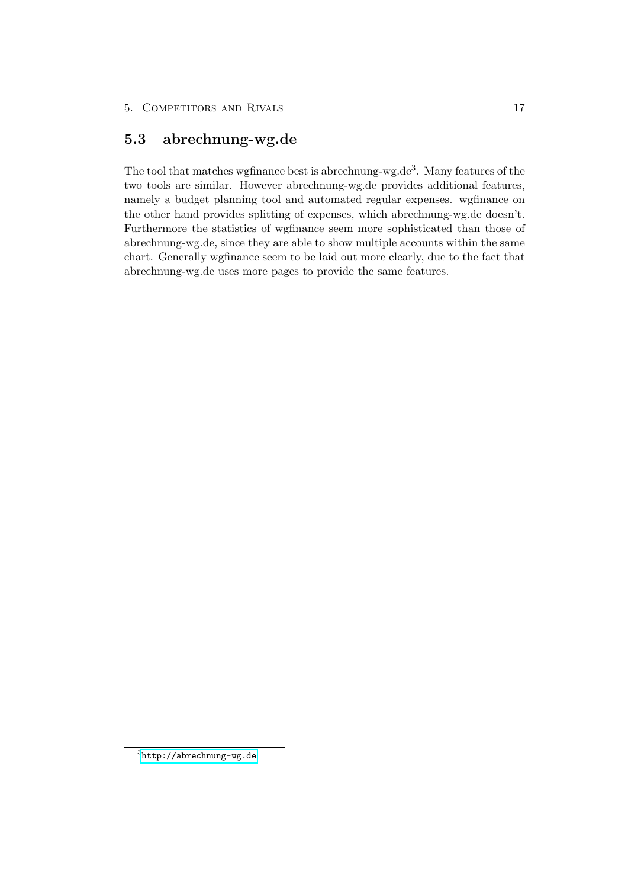## 5.3 abrechnung-wg.de

The tool that matches wgfinance best is abrechnung-wg.de[3]. Many features of the two tools are similar. However abrechnung-wg.de provides additional features, namely a budget planning tool and automated regular expenses. wgfinance on the other hand provides splitting of expenses, which abrechnung-wg.de doesn't. Furthermore the statistics of wgfinance seem more sophisticated than those of abrechnung-wg.de, since they are able to show multiple accounts within the same chart. Generally wgfinance seem to be laid out more clearly, due to the fact that abrechnung-wg.de uses more pages to provide the same features.

[3] http://abrechnung-wg.de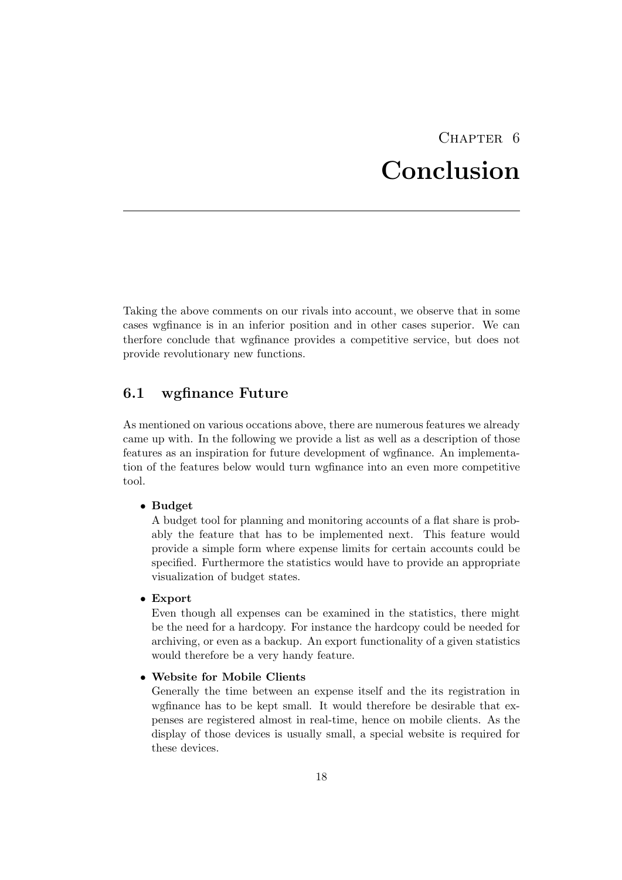# Chapter 6
# Conclusion

Taking the above comments on our rivals into account, we observe that in some cases wgfinance is in an inferior position and in other cases superior. We can therfore conclude that wgfinance provides a competitive service, but does not provide revolutionary new functions.

## 6.1 wgfinance Future

As mentioned on various occations above, there are numerous features we already came up with. In the following we provide a list as well as a description of those features as an inspiration for future development of wgfinance. An implementation of the features below would turn wgfinance into an even more competitive tool.

- **Budget**
  A budget tool for planning and monitoring accounts of a flat share is probably the feature that has to be implemented next. This feature would provide a simple form where expense limits for certain accounts could be specified. Furthermore the statistics would have to provide an appropriate visualization of budget states.

- **Export**
  Even though all expenses can be examined in the statistics, there might be the need for a hardcopy. For instance the hardcopy could be needed for archiving, or even as a backup. An export functionality of a given statistics would therefore be a very handy feature.

- **Website for Mobile Clients**
  Generally the time between an expense itself and the its registration in wgfinance has to be kept small. It would therefore be desirable that expenses are registered almost in real-time, hence on mobile clients. As the display of those devices is usually small, a special website is required for these devices.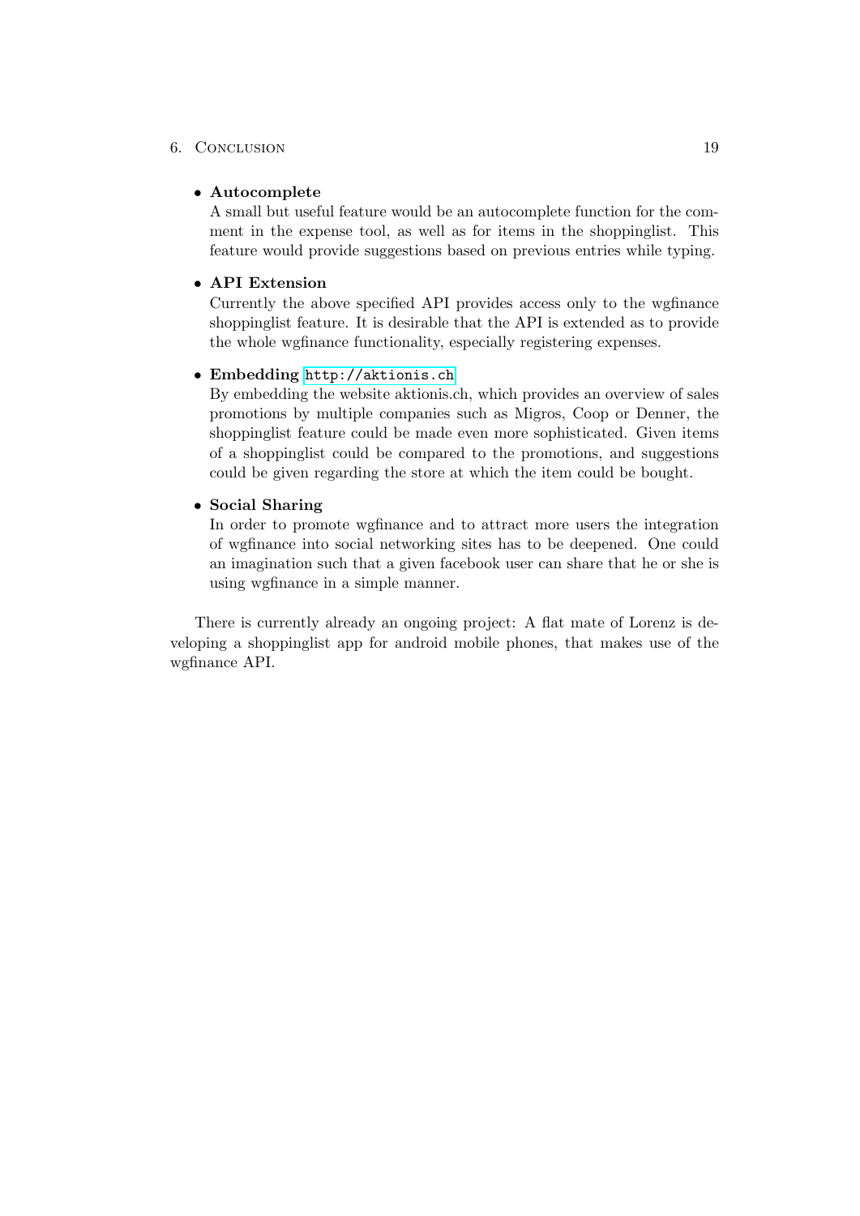- **Autocomplete**
  A small but useful feature would be an autocomplete function for the comment in the expense tool, as well as for items in the shoppinglist. This feature would provide suggestions based on previous entries while typing.

- **API Extension**
  Currently the above specified API provides access only to the wgfinance shoppinglist feature. It is desirable that the API is extended as to provide the whole wgfinance functionality, especially registering expenses.

- **Embedding** http://aktionis.ch
  By embedding the website aktionis.ch, which provides an overview of sales promotions by multiple companies such as Migros, Coop or Denner, the shoppinglist feature could be made even more sophisticated. Given items of a shoppinglist could be compared to the promotions, and suggestions could be given regarding the store at which the item could be bought.

- **Social Sharing**
  In order to promote wgfinance and to attract more users the integration of wgfinance into social networking sites has to be deepened. One could an imagination such that a given facebook user can share that he or she is using wgfinance in a simple manner.

There is currently already an ongoing project: A flat mate of Lorenz is developing a shoppinglist app for android mobile phones, that makes use of the wgfinance API.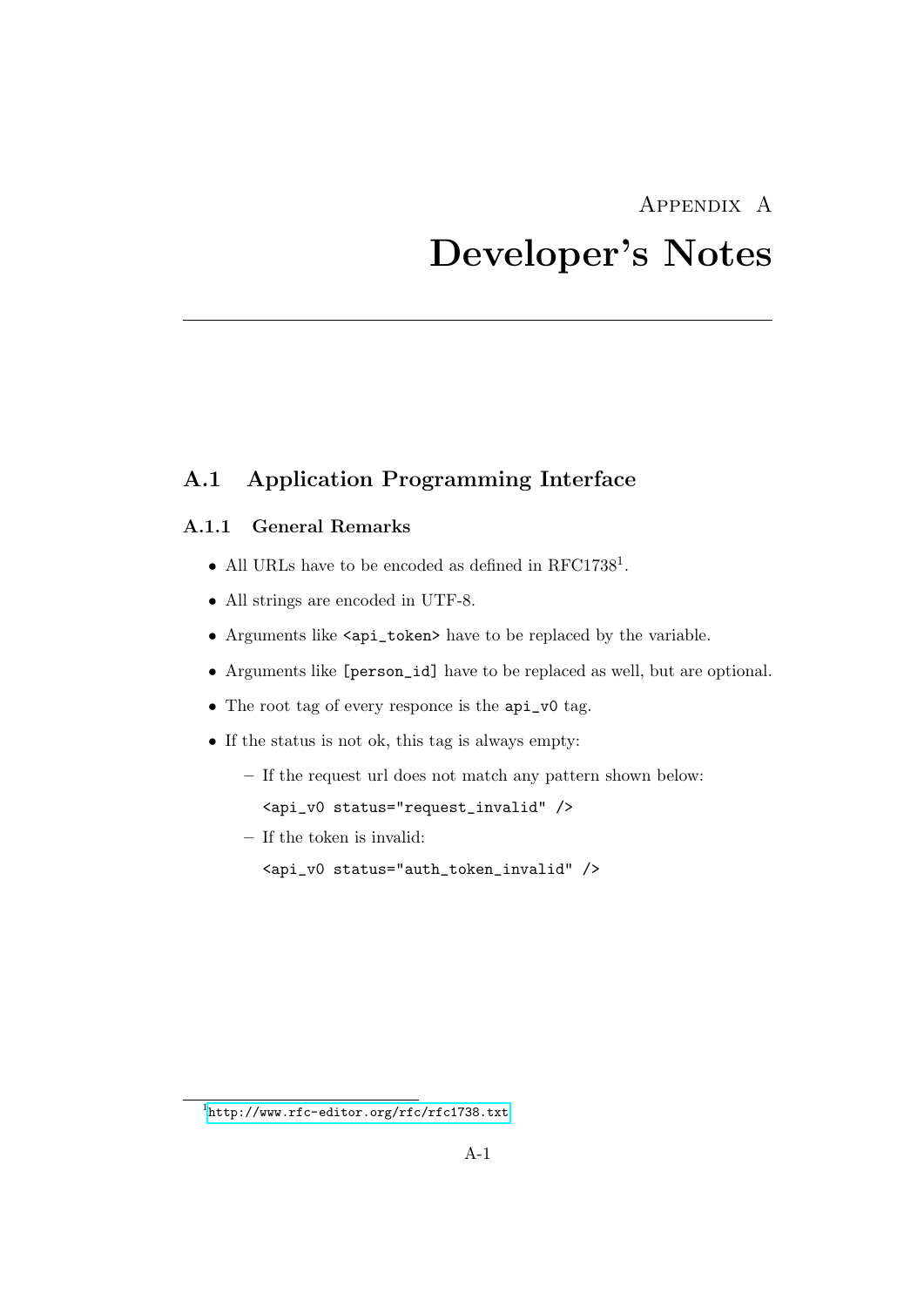# Appendix A

# Developer's Notes

## A.1 Application Programming Interface

### A.1.1 General Remarks

- All URLs have to be encoded as defined in RFC1738[1].
- All strings are encoded in UTF-8.
- Arguments like `<api_token>` have to be replaced by the variable.
- Arguments like `[person_id]` have to be replaced as well, but are optional.
- The root tag of every responce is the `api_v0` tag.
- If the status is not ok, this tag is always empty:
  - If the request url does not match any pattern shown below:

    `<api_v0 status="request_invalid" />`
  - If the token is invalid:

    `<api_v0 status="auth_token_invalid" />`

[1] http://www.rfc-editor.org/rfc/rfc1738.txt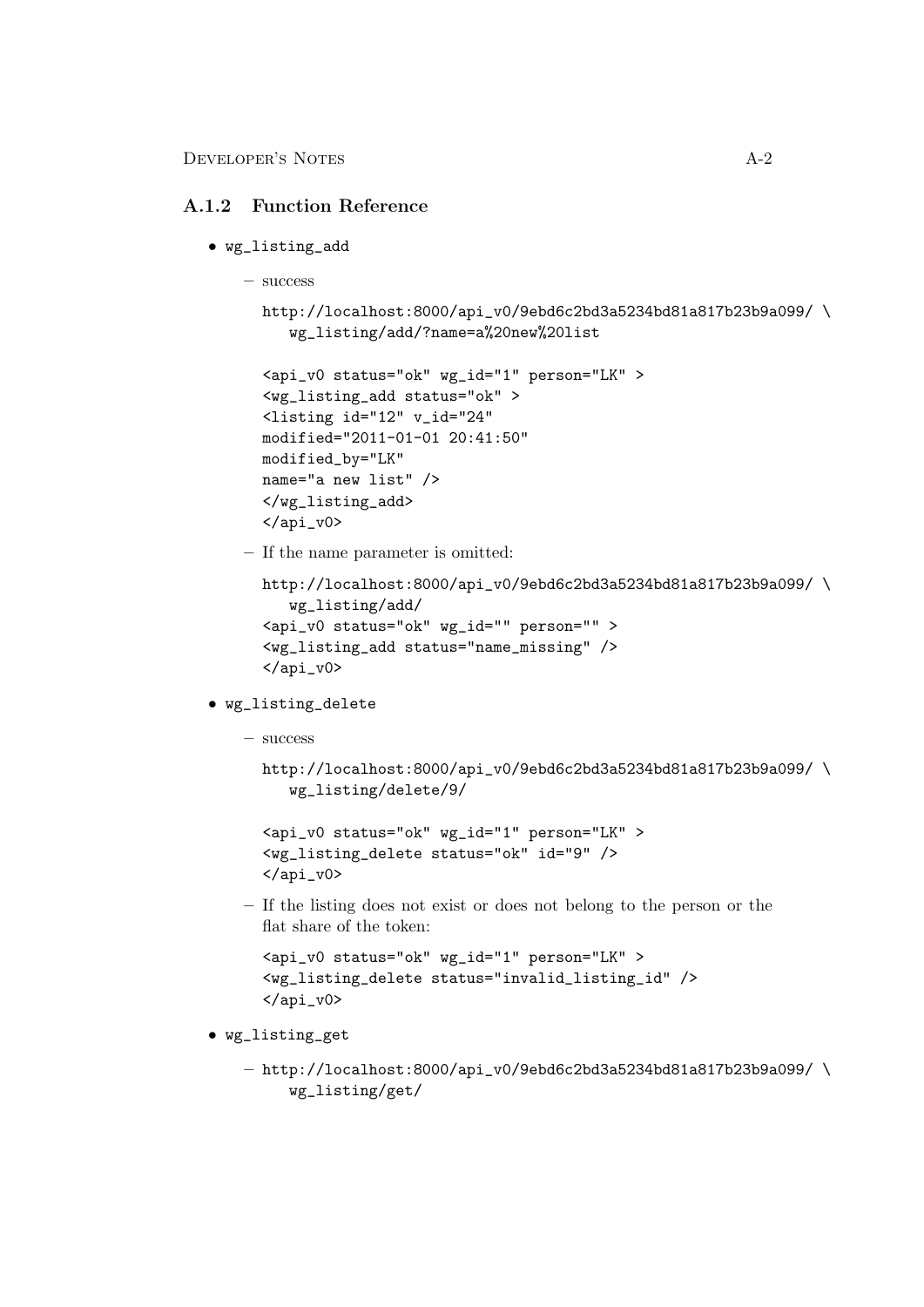### A.1.2 Function Reference

- `wg_listing_add`
  - success

    ```
    http://localhost:8000/api_v0/9ebd6c2bd3a5234bd81a817b23b9a099/ \
       wg_listing/add/?name=a%20new%20list

    <api_v0 status="ok" wg_id="1" person="LK" >
    <wg_listing_add status="ok" >
    <listing id="12" v_id="24"
    modified="2011-01-01 20:41:50"
    modified_by="LK"
    name="a new list" />
    </wg_listing_add>
    </api_v0>
    ```

  - If the name parameter is omitted:

    ```
    http://localhost:8000/api_v0/9ebd6c2bd3a5234bd81a817b23b9a099/ \
       wg_listing/add/
    <api_v0 status="ok" wg_id="" person="" >
    <wg_listing_add status="name_missing" />
    </api_v0>
    ```

- `wg_listing_delete`
  - success

    ```
    http://localhost:8000/api_v0/9ebd6c2bd3a5234bd81a817b23b9a099/ \
       wg_listing/delete/9/

    <api_v0 status="ok" wg_id="1" person="LK" >
    <wg_listing_delete status="ok" id="9" />
    </api_v0>
    ```

  - If the listing does not exist or does not belong to the person or the flat share of the token:

    ```
    <api_v0 status="ok" wg_id="1" person="LK" >
    <wg_listing_delete status="invalid_listing_id" />
    </api_v0>
    ```

- `wg_listing_get`
  - ```
    http://localhost:8000/api_v0/9ebd6c2bd3a5234bd81a817b23b9a099/ \
       wg_listing/get/
    ```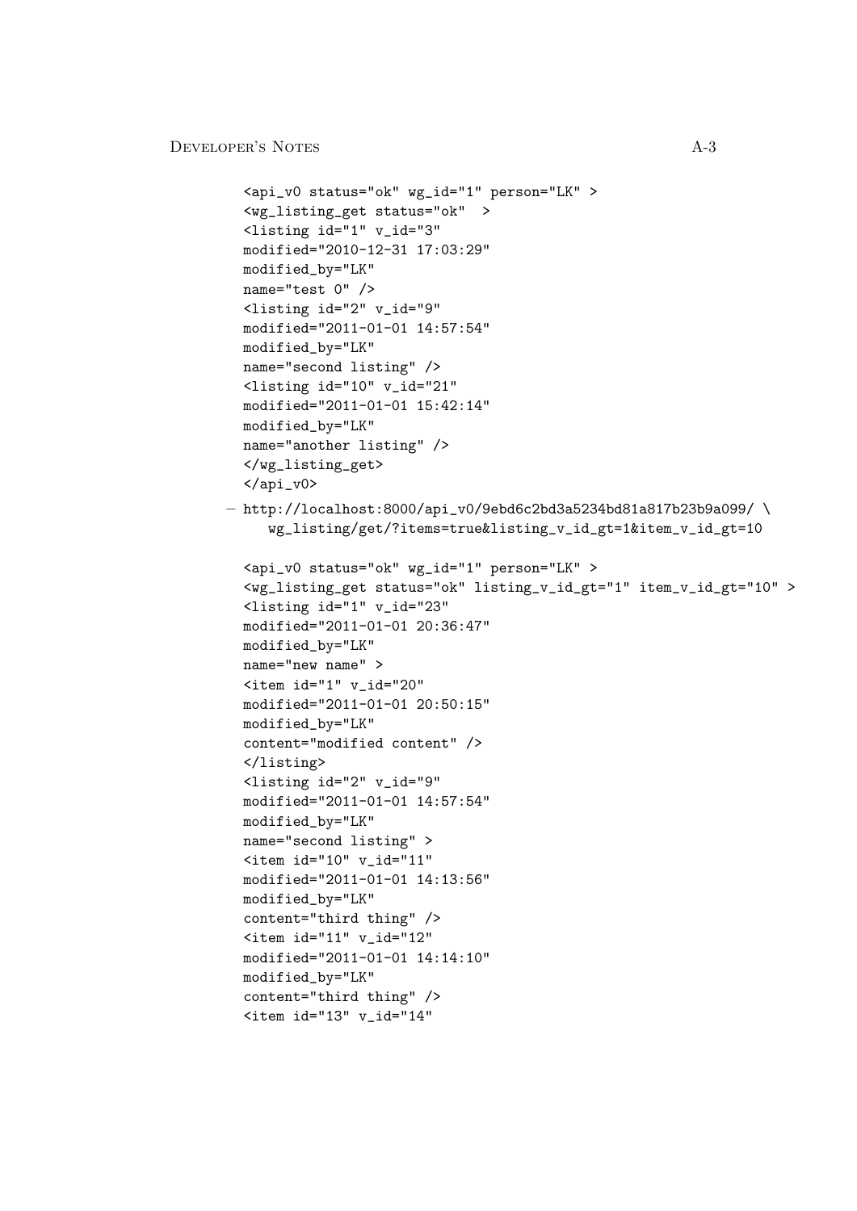```
<api_v0 status="ok" wg_id="1" person="LK" >
<wg_listing_get status="ok"  >
<listing id="1" v_id="3"
modified="2010-12-31 17:03:29"
modified_by="LK"
name="test 0" />
<listing id="2" v_id="9"
modified="2011-01-01 14:57:54"
modified_by="LK"
name="second listing" />
<listing id="10" v_id="21"
modified="2011-01-01 15:42:14"
modified_by="LK"
name="another listing" />
</wg_listing_get>
</api_v0>
```

– http://localhost:8000/api_v0/9ebd6c2bd3a5234bd81a817b23b9a099/ \
  wg_listing/get/?items=true&listing_v_id_gt=1&item_v_id_gt=10

```
<api_v0 status="ok" wg_id="1" person="LK" >
<wg_listing_get status="ok" listing_v_id_gt="1" item_v_id_gt="10" >
<listing id="1" v_id="23"
modified="2011-01-01 20:36:47"
modified_by="LK"
name="new name" >
<item id="1" v_id="20"
modified="2011-01-01 20:50:15"
modified_by="LK"
content="modified content" />
</listing>
<listing id="2" v_id="9"
modified="2011-01-01 14:57:54"
modified_by="LK"
name="second listing" >
<item id="10" v_id="11"
modified="2011-01-01 14:13:56"
modified_by="LK"
content="third thing" />
<item id="11" v_id="12"
modified="2011-01-01 14:14:10"
modified_by="LK"
content="third thing" />
<item id="13" v_id="14"
```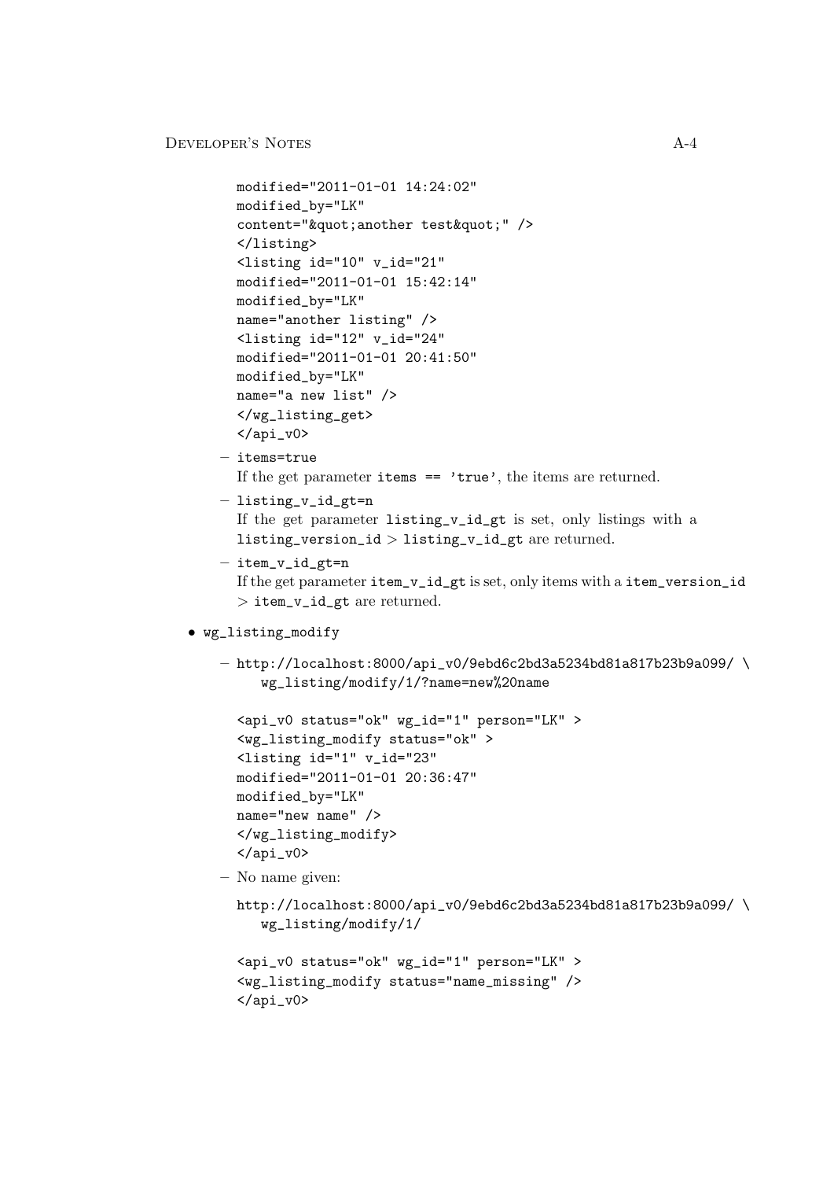```
modified="2011-01-01 14:24:02"
modified_by="LK"
content="&quot;another test&quot;" />
</listing>
<listing id="10" v_id="21"
modified="2011-01-01 15:42:14"
modified_by="LK"
name="another listing" />
<listing id="12" v_id="24"
modified="2011-01-01 20:41:50"
modified_by="LK"
name="a new list" />
</wg_listing_get>
</api_v0>
```

  - `items=true`
    If the get parameter `items == 'true'`, the items are returned.
  - `listing_v_id_gt=n`
    If the get parameter `listing_v_id_gt` is set, only listings with a `listing_version_id` > `listing_v_id_gt` are returned.
  - `item_v_id_gt=n`
    If the get parameter `item_v_id_gt` is set, only items with a `item_version_id` > `item_v_id_gt` are returned.

- `wg_listing_modify`
  - `http://localhost:8000/api_v0/9ebd6c2bd3a5234bd81a817b23b9a099/ \`
    `wg_listing/modify/1/?name=new%20name`

```
<api_v0 status="ok" wg_id="1" person="LK" >
<wg_listing_modify status="ok" >
<listing id="1" v_id="23"
modified="2011-01-01 20:36:47"
modified_by="LK"
name="new name" />
</wg_listing_modify>
</api_v0>
```

  - No name given:

```
http://localhost:8000/api_v0/9ebd6c2bd3a5234bd81a817b23b9a099/ \
   wg_listing/modify/1/
```

```
<api_v0 status="ok" wg_id="1" person="LK" >
<wg_listing_modify status="name_missing" />
</api_v0>
```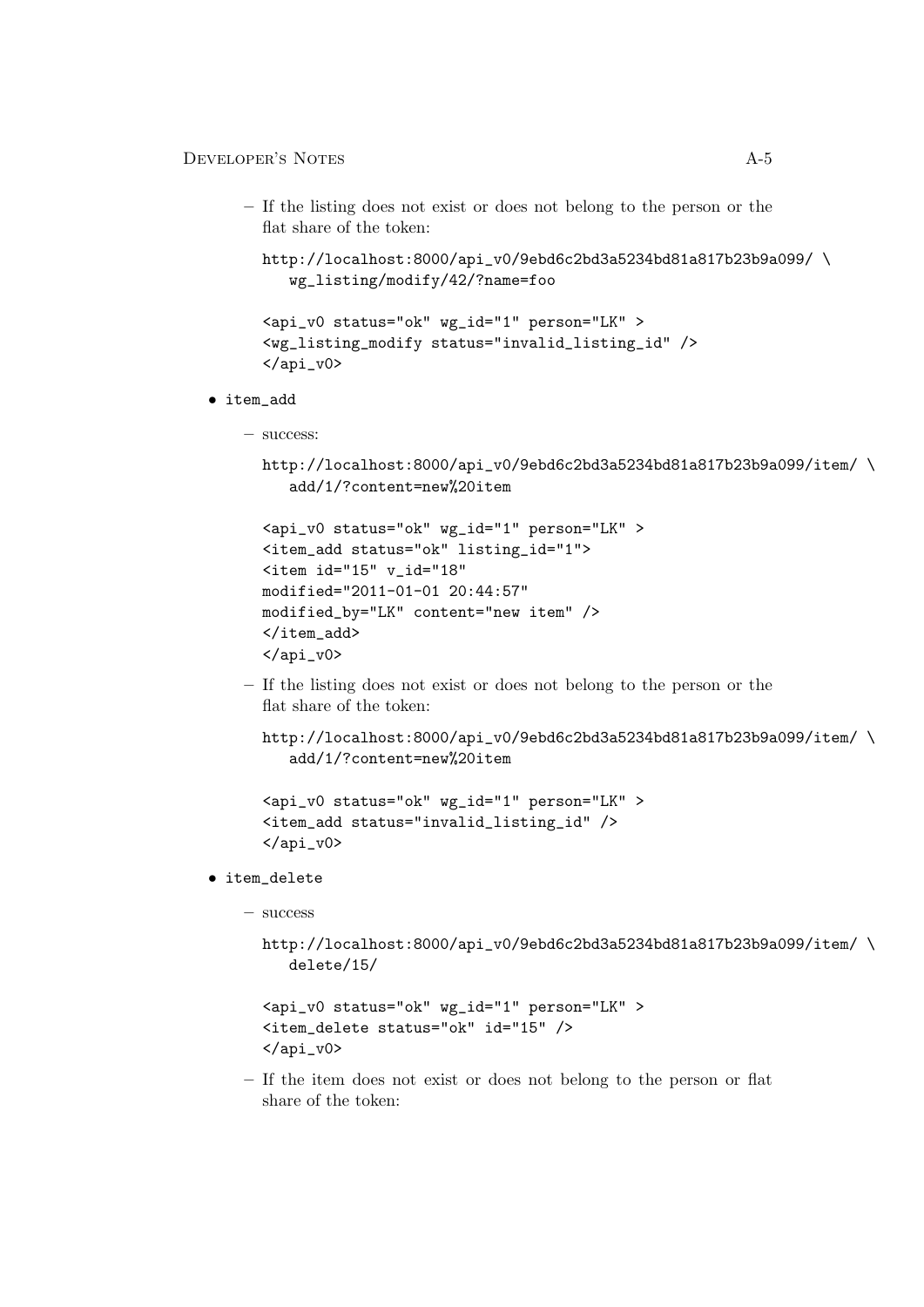– If the listing does not exist or does not belong to the person or the flat share of the token:

```
http://localhost:8000/api_v0/9ebd6c2bd3a5234bd81a817b23b9a099/ \
   wg_listing/modify/42/?name=foo
```

```
<api_v0 status="ok" wg_id="1" person="LK" >
<wg_listing_modify status="invalid_listing_id" />
</api_v0>
```

- item_add
  – success:

```
http://localhost:8000/api_v0/9ebd6c2bd3a5234bd81a817b23b9a099/item/ \
   add/1/?content=new%20item
```

```
<api_v0 status="ok" wg_id="1" person="LK" >
<item_add status="ok" listing_id="1">
<item id="15" v_id="18"
modified="2011-01-01 20:44:57"
modified_by="LK" content="new item" />
</item_add>
</api_v0>
```

  – If the listing does not exist or does not belong to the person or the flat share of the token:

```
http://localhost:8000/api_v0/9ebd6c2bd3a5234bd81a817b23b9a099/item/ \
   add/1/?content=new%20item
```

```
<api_v0 status="ok" wg_id="1" person="LK" >
<item_add status="invalid_listing_id" />
</api_v0>
```

- item_delete
  – success

```
http://localhost:8000/api_v0/9ebd6c2bd3a5234bd81a817b23b9a099/item/ \
   delete/15/
```

```
<api_v0 status="ok" wg_id="1" person="LK" >
<item_delete status="ok" id="15" />
</api_v0>
```

  – If the item does not exist or does not belong to the person or flat share of the token: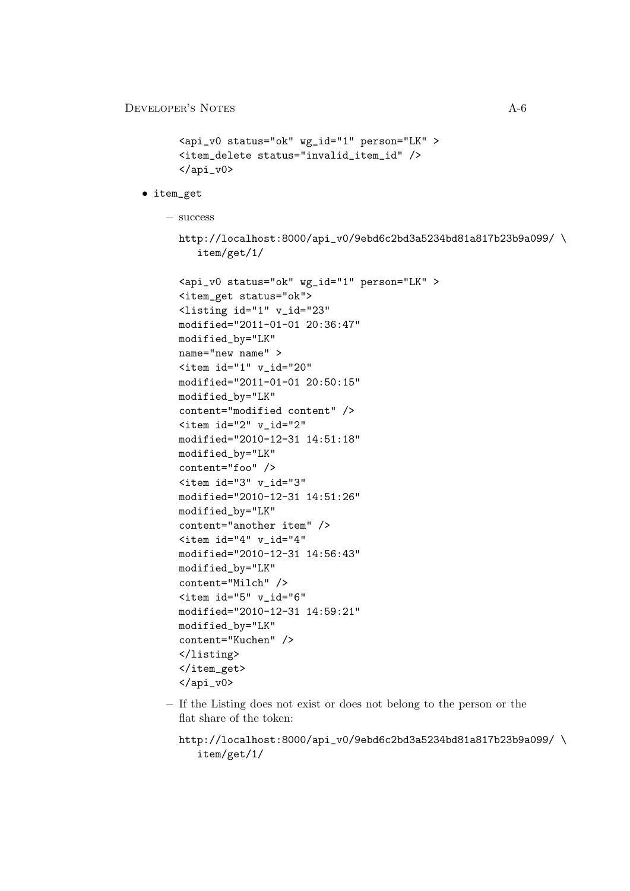```
<api_v0 status="ok" wg_id="1" person="LK" >
<item_delete status="invalid_item_id" />
</api_v0>
```

- item_get
  - success

    ```
    http://localhost:8000/api_v0/9ebd6c2bd3a5234bd81a817b23b9a099/ \
       item/get/1/
    ```

    ```
    <api_v0 status="ok" wg_id="1" person="LK" >
    <item_get status="ok">
    <listing id="1" v_id="23"
    modified="2011-01-01 20:36:47"
    modified_by="LK"
    name="new name" >
    <item id="1" v_id="20"
    modified="2011-01-01 20:50:15"
    modified_by="LK"
    content="modified content" />
    <item id="2" v_id="2"
    modified="2010-12-31 14:51:18"
    modified_by="LK"
    content="foo" />
    <item id="3" v_id="3"
    modified="2010-12-31 14:51:26"
    modified_by="LK"
    content="another item" />
    <item id="4" v_id="4"
    modified="2010-12-31 14:56:43"
    modified_by="LK"
    content="Milch" />
    <item id="5" v_id="6"
    modified="2010-12-31 14:59:21"
    modified_by="LK"
    content="Kuchen" />
    </listing>
    </item_get>
    </api_v0>
    ```

  - If the Listing does not exist or does not belong to the person or the flat share of the token:

    ```
    http://localhost:8000/api_v0/9ebd6c2bd3a5234bd81a817b23b9a099/ \
       item/get/1/
    ```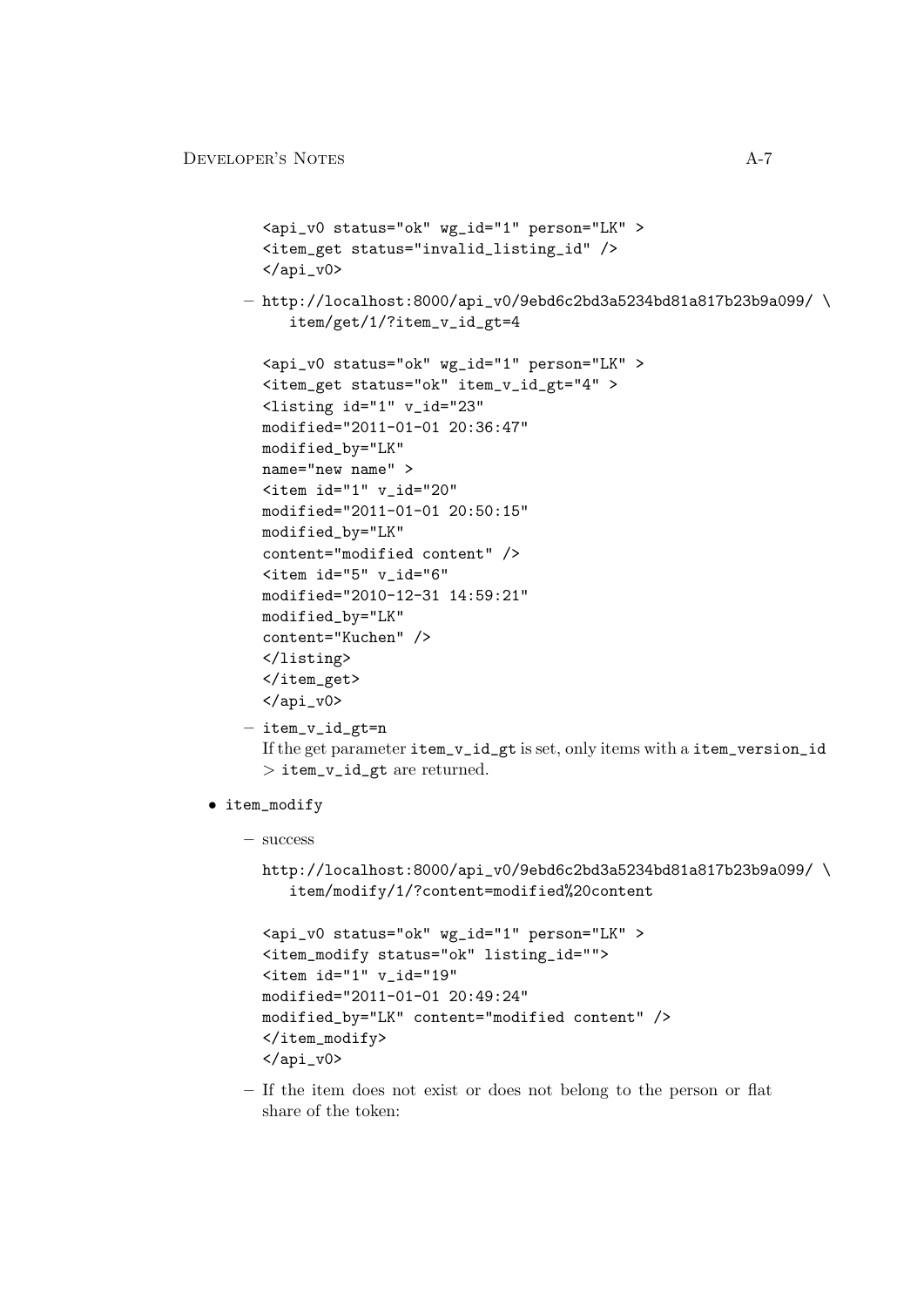```
<api_v0 status="ok" wg_id="1" person="LK" >
<item_get status="invalid_listing_id" />
</api_v0>
```

- `http://localhost:8000/api_v0/9ebd6c2bd3a5234bd81a817b23b9a099/ \`
  `item/get/1/?item_v_id_gt=4`

```
<api_v0 status="ok" wg_id="1" person="LK" >
<item_get status="ok" item_v_id_gt="4" >
<listing id="1" v_id="23"
modified="2011-01-01 20:36:47"
modified_by="LK"
name="new name" >
<item id="1" v_id="20"
modified="2011-01-01 20:50:15"
modified_by="LK"
content="modified content" />
<item id="5" v_id="6"
modified="2010-12-31 14:59:21"
modified_by="LK"
content="Kuchen" />
</listing>
</item_get>
</api_v0>
```

- `item_v_id_gt=n`
  If the get parameter `item_v_id_gt` is set, only items with a `item_version_id` > `item_v_id_gt` are returned.

- `item_modify`
  - success

    `http://localhost:8000/api_v0/9ebd6c2bd3a5234bd81a817b23b9a099/ \`
    `item/modify/1/?content=modified%20content`

```
<api_v0 status="ok" wg_id="1" person="LK" >
<item_modify status="ok" listing_id="">
<item id="1" v_id="19"
modified="2011-01-01 20:49:24"
modified_by="LK" content="modified content" />
</item_modify>
</api_v0>
```

  - If the item does not exist or does not belong to the person or flat share of the token: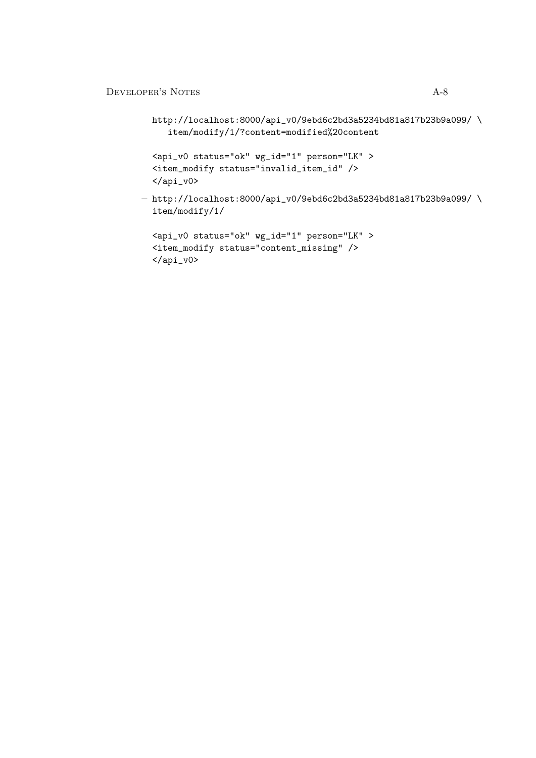```
http://localhost:8000/api_v0/9ebd6c2bd3a5234bd81a817b23b9a099/ \
   item/modify/1/?content=modified%20content
```

```
<api_v0 status="ok" wg_id="1" person="LK" >
<item_modify status="invalid_item_id" />
</api_v0>
```

– 
```
http://localhost:8000/api_v0/9ebd6c2bd3a5234bd81a817b23b9a099/ \
item/modify/1/
```

```
<api_v0 status="ok" wg_id="1" person="LK" >
<item_modify status="content_missing" />
</api_v0>
```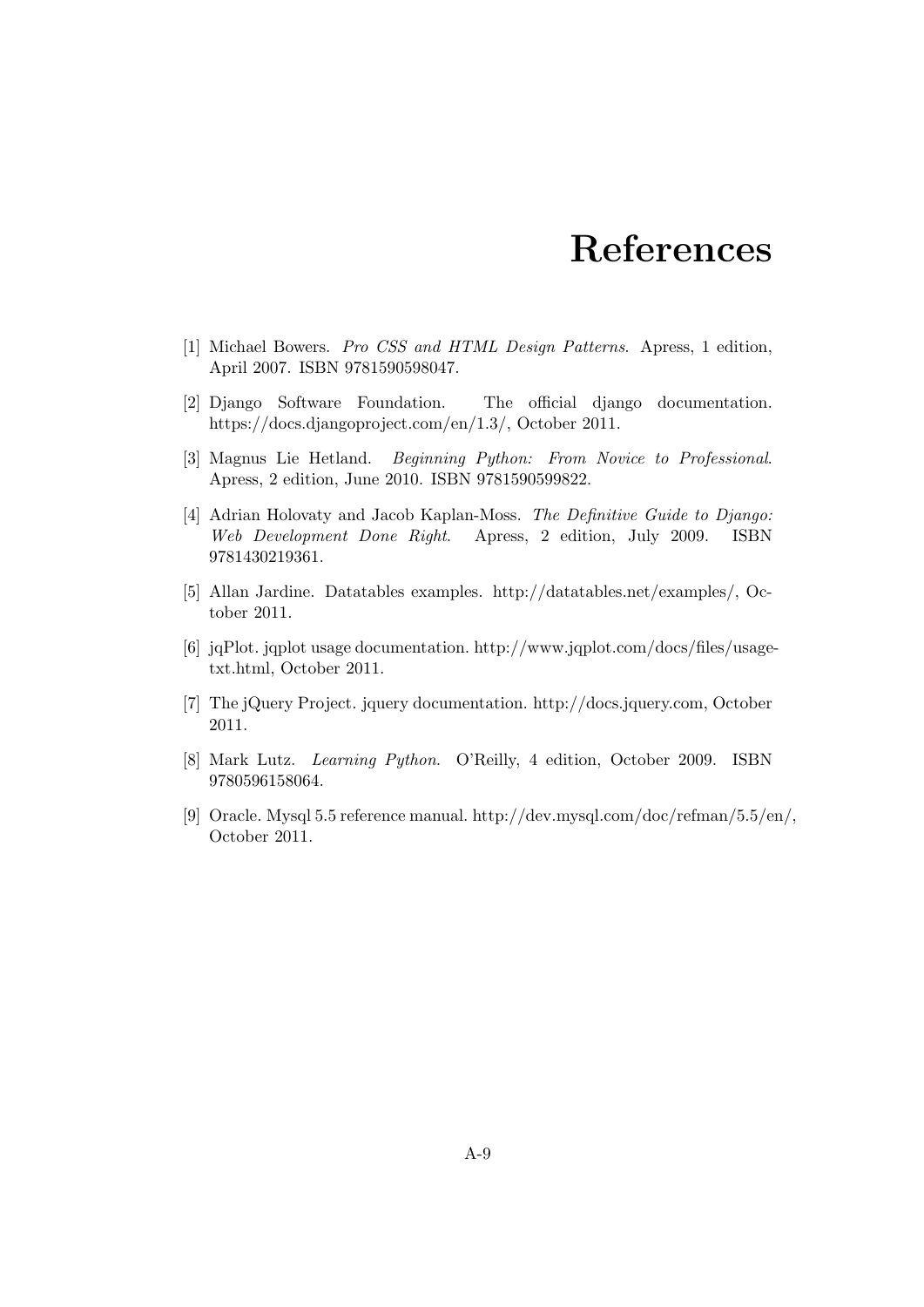# References

[1] Michael Bowers. *Pro CSS and HTML Design Patterns*. Apress, 1 edition, April 2007. ISBN 9781590598047.

[2] Django Software Foundation. The official django documentation. https://docs.djangoproject.com/en/1.3/, October 2011.

[3] Magnus Lie Hetland. *Beginning Python: From Novice to Professional*. Apress, 2 edition, June 2010. ISBN 9781590599822.

[4] Adrian Holovaty and Jacob Kaplan-Moss. *The Definitive Guide to Django: Web Development Done Right*. Apress, 2 edition, July 2009. ISBN 9781430219361.

[5] Allan Jardine. Datatables examples. http://datatables.net/examples/, October 2011.

[6] jqPlot. jqplot usage documentation. http://www.jqplot.com/docs/files/usage-txt.html, October 2011.

[7] The jQuery Project. jquery documentation. http://docs.jquery.com, October 2011.

[8] Mark Lutz. *Learning Python*. O'Reilly, 4 edition, October 2009. ISBN 9780596158064.

[9] Oracle. Mysql 5.5 reference manual. http://dev.mysql.com/doc/refman/5.5/en/, October 2011.